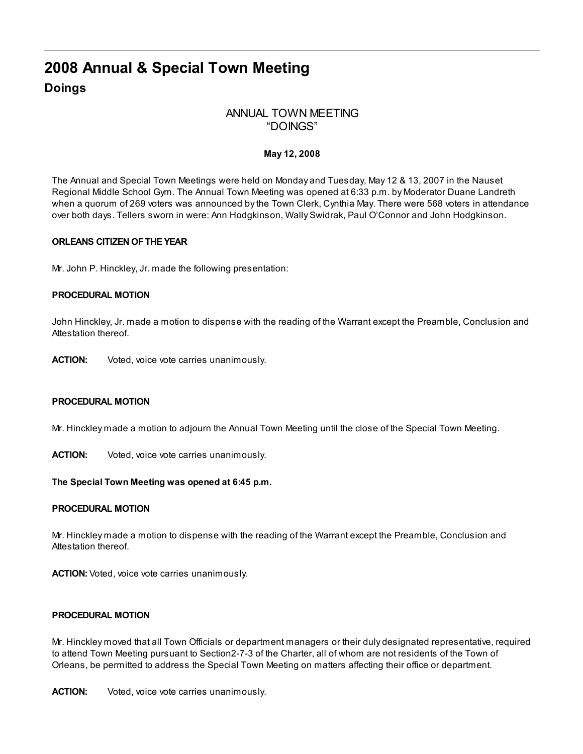# 2008 Annual & Special Town Meeting

## Doings

ANNUAL TOWN MEETING
"DOINGS"

**May 12, 2008**

The Annual and Special Town Meetings were held on Monday and Tuesday, May 12 & 13, 2007 in the Nauset Regional Middle School Gym. The Annual Town Meeting was opened at 6:33 p.m. by Moderator Duane Landreth when a quorum of 269 voters was announced by the Town Clerk, Cynthia May. There were 568 voters in attendance over both days. Tellers sworn in were: Ann Hodgkinson, Wally Swidrak, Paul O'Connor and John Hodgkinson.

**ORLEANS CITIZEN OF THE YEAR**

Mr. John P. Hinckley, Jr. made the following presentation:

**PROCEDURAL MOTION**

John Hinckley, Jr. made a motion to dispense with the reading of the Warrant except the Preamble, Conclusion and Attestation thereof.

**ACTION:** Voted, voice vote carries unanimously.

**PROCEDURAL MOTION**

Mr. Hinckley made a motion to adjourn the Annual Town Meeting until the close of the Special Town Meeting.

**ACTION:** Voted, voice vote carries unanimously.

**The Special Town Meeting was opened at 6:45 p.m.**

**PROCEDURAL MOTION**

Mr. Hinckley made a motion to dispense with the reading of the Warrant except the Preamble, Conclusion and Attestation thereof.

**ACTION:** Voted, voice vote carries unanimously.

**PROCEDURAL MOTION**

Mr. Hinckley moved that all Town Officials or department managers or their duly designated representative, required to attend Town Meeting pursuant to Section2-7-3 of the Charter, all of whom are not residents of the Town of Orleans, be permitted to address the Special Town Meeting on matters affecting their office or department.

**ACTION:** Voted, voice vote carries unanimously.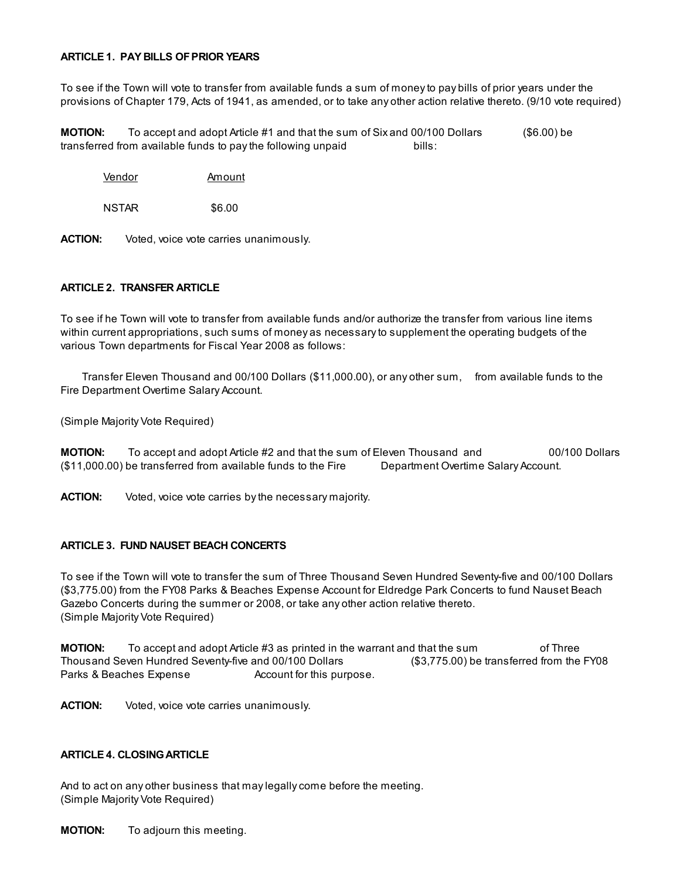**ARTICLE 1. PAY BILLS OF PRIOR YEARS**

To see if the Town will vote to transfer from available funds a sum of money to pay bills of prior years under the provisions of Chapter 179, Acts of 1941, as amended, or to take any other action relative thereto. (9/10 vote required)

**MOTION:** To accept and adopt Article #1 and that the sum of Six and 00/100 Dollars ($6.00) be transferred from available funds to pay the following unpaid bills:

| Vendor | Amount |
|---|---|
| NSTAR | $6.00 |

**ACTION:** Voted, voice vote carries unanimously.

**ARTICLE 2. TRANSFER ARTICLE**

To see if he Town will vote to transfer from available funds and/or authorize the transfer from various line items within current appropriations, such sums of money as necessary to supplement the operating budgets of the various Town departments for Fiscal Year 2008 as follows:

Transfer Eleven Thousand and 00/100 Dollars ($11,000.00), or any other sum, from available funds to the Fire Department Overtime Salary Account.

(Simple Majority Vote Required)

**MOTION:** To accept and adopt Article #2 and that the sum of Eleven Thousand and 00/100 Dollars ($11,000.00) be transferred from available funds to the Fire Department Overtime Salary Account.

**ACTION:** Voted, voice vote carries by the necessary majority.

**ARTICLE 3. FUND NAUSET BEACH CONCERTS**

To see if the Town will vote to transfer the sum of Three Thousand Seven Hundred Seventy-five and 00/100 Dollars ($3,775.00) from the FY08 Parks & Beaches Expense Account for Eldredge Park Concerts to fund Nauset Beach Gazebo Concerts during the summer or 2008, or take any other action relative thereto.
(Simple Majority Vote Required)

**MOTION:** To accept and adopt Article #3 as printed in the warrant and that the sum of Three Thousand Seven Hundred Seventy-five and 00/100 Dollars ($3,775.00) be transferred from the FY08 Parks & Beaches Expense Account for this purpose.

**ACTION:** Voted, voice vote carries unanimously.

**ARTICLE 4. CLOSING ARTICLE**

And to act on any other business that may legally come before the meeting.
(Simple Majority Vote Required)

**MOTION:** To adjourn this meeting.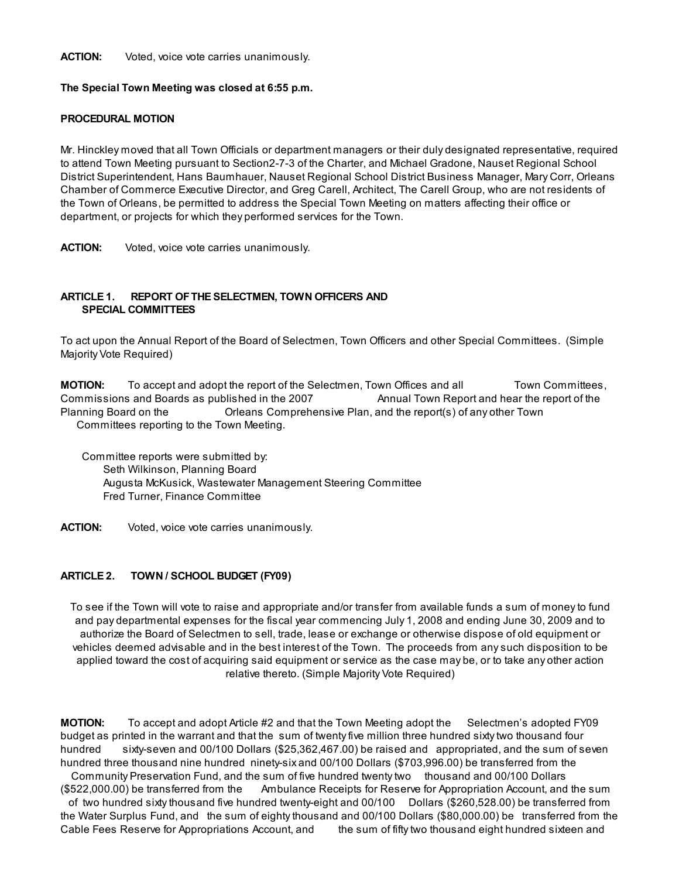**ACTION:** Voted, voice vote carries unanimously.

**The Special Town Meeting was closed at 6:55 p.m.**

**PROCEDURAL MOTION**

Mr. Hinckley moved that all Town Officials or department managers or their duly designated representative, required to attend Town Meeting pursuant to Section2-7-3 of the Charter, and Michael Gradone, Nauset Regional School District Superintendent, Hans Baumhauer, Nauset Regional School District Business Manager, Mary Corr, Orleans Chamber of Commerce Executive Director, and Greg Carell, Architect, The Carell Group, who are not residents of the Town of Orleans, be permitted to address the Special Town Meeting on matters affecting their office or department, or projects for which they performed services for the Town.

**ACTION:** Voted, voice vote carries unanimously.

**ARTICLE 1. REPORT OF THE SELECTMEN, TOWN OFFICERS AND SPECIAL COMMITTEES**

To act upon the Annual Report of the Board of Selectmen, Town Officers and other Special Committees. (Simple Majority Vote Required)

**MOTION:** To accept and adopt the report of the Selectmen, Town Offices and all Town Committees, Commissions and Boards as published in the 2007 Annual Town Report and hear the report of the Planning Board on the Orleans Comprehensive Plan, and the report(s) of any other Town Committees reporting to the Town Meeting.

Committee reports were submitted by:
Seth Wilkinson, Planning Board
Augusta McKusick, Wastewater Management Steering Committee
Fred Turner, Finance Committee

**ACTION:** Voted, voice vote carries unanimously.

**ARTICLE 2. TOWN / SCHOOL BUDGET (FY09)**

To see if the Town will vote to raise and appropriate and/or transfer from available funds a sum of money to fund and pay departmental expenses for the fiscal year commencing July 1, 2008 and ending June 30, 2009 and to authorize the Board of Selectmen to sell, trade, lease or exchange or otherwise dispose of old equipment or vehicles deemed advisable and in the best interest of the Town. The proceeds from any such disposition to be applied toward the cost of acquiring said equipment or service as the case may be, or to take any other action relative thereto. (Simple Majority Vote Required)

**MOTION:** To accept and adopt Article #2 and that the Town Meeting adopt the Selectmen's adopted FY09 budget as printed in the warrant and that the sum of twenty five million three hundred sixty two thousand four hundred sixty-seven and 00/100 Dollars ($25,362,467.00) be raised and appropriated, and the sum of seven hundred three thousand nine hundred ninety-six and 00/100 Dollars ($703,996.00) be transferred from the Community Preservation Fund, and the sum of five hundred twenty two thousand and 00/100 Dollars ($522,000.00) be transferred from the Ambulance Receipts for Reserve for Appropriation Account, and the sum of two hundred sixty thousand five hundred twenty-eight and 00/100 Dollars ($260,528.00) be transferred from the Water Surplus Fund, and the sum of eighty thousand and 00/100 Dollars ($80,000.00) be transferred from the Cable Fees Reserve for Appropriations Account, and the sum of fifty two thousand eight hundred sixteen and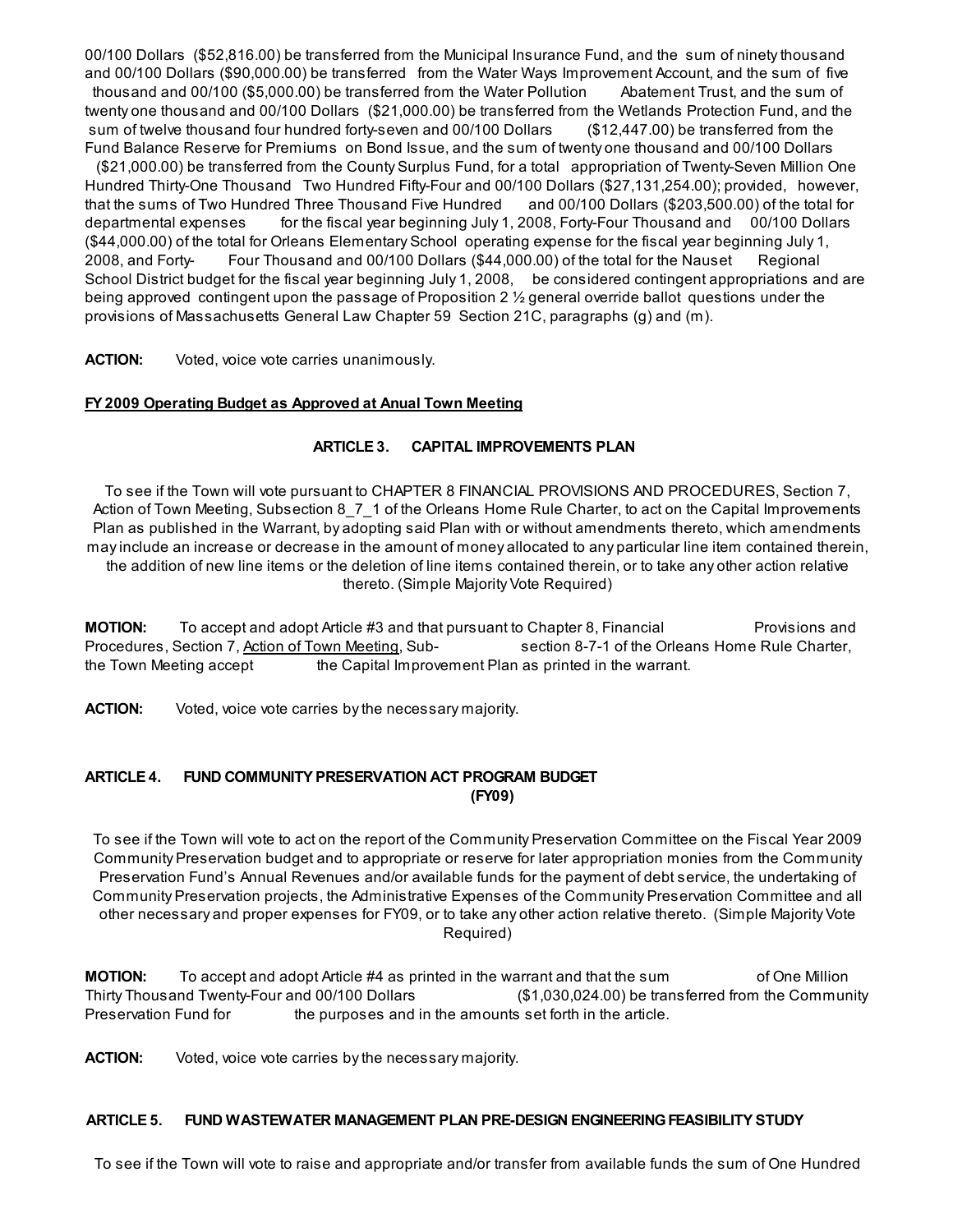00/100 Dollars ($52,816.00) be transferred from the Municipal Insurance Fund, and the sum of ninety thousand and 00/100 Dollars ($90,000.00) be transferred from the Water Ways Improvement Account, and the sum of five thousand and 00/100 ($5,000.00) be transferred from the Water Pollution Abatement Trust, and the sum of twenty one thousand and 00/100 Dollars ($21,000.00) be transferred from the Wetlands Protection Fund, and the sum of twelve thousand four hundred forty-seven and 00/100 Dollars ($12,447.00) be transferred from the Fund Balance Reserve for Premiums on Bond Issue, and the sum of twenty one thousand and 00/100 Dollars ($21,000.00) be transferred from the County Surplus Fund, for a total appropriation of Twenty-Seven Million One Hundred Thirty-One Thousand Two Hundred Fifty-Four and 00/100 Dollars ($27,131,254.00); provided, however, that the sums of Two Hundred Three Thousand Five Hundred and 00/100 Dollars ($203,500.00) of the total for departmental expenses for the fiscal year beginning July 1, 2008, Forty-Four Thousand and 00/100 Dollars ($44,000.00) of the total for Orleans Elementary School operating expense for the fiscal year beginning July 1, 2008, and Forty- Four Thousand and 00/100 Dollars ($44,000.00) of the total for the Nauset Regional School District budget for the fiscal year beginning July 1, 2008, be considered contingent appropriations and are being approved contingent upon the passage of Proposition 2 ½ general override ballot questions under the provisions of Massachusetts General Law Chapter 59 Section 21C, paragraphs (g) and (m).

**ACTION:** Voted, voice vote carries unanimously.

**FY 2009 Operating Budget as Approved at Anual Town Meeting**

### ARTICLE 3. CAPITAL IMPROVEMENTS PLAN

To see if the Town will vote pursuant to CHAPTER 8 FINANCIAL PROVISIONS AND PROCEDURES, Section 7, Action of Town Meeting, Subsection 8_7_1 of the Orleans Home Rule Charter, to act on the Capital Improvements Plan as published in the Warrant, by adopting said Plan with or without amendments thereto, which amendments may include an increase or decrease in the amount of money allocated to any particular line item contained therein, the addition of new line items or the deletion of line items contained therein, or to take any other action relative thereto. (Simple Majority Vote Required)

**MOTION:** To accept and adopt Article #3 and that pursuant to Chapter 8, Financial Provisions and Procedures, Section 7, Action of Town Meeting, Sub-section 8-7-1 of the Orleans Home Rule Charter, the Town Meeting accept the Capital Improvement Plan as printed in the warrant.

**ACTION:** Voted, voice vote carries by the necessary majority.

### ARTICLE 4. FUND COMMUNITY PRESERVATION ACT PROGRAM BUDGET (FY09)

To see if the Town will vote to act on the report of the Community Preservation Committee on the Fiscal Year 2009 Community Preservation budget and to appropriate or reserve for later appropriation monies from the Community Preservation Fund's Annual Revenues and/or available funds for the payment of debt service, the undertaking of Community Preservation projects, the Administrative Expenses of the Community Preservation Committee and all other necessary and proper expenses for FY09, or to take any other action relative thereto. (Simple Majority Vote Required)

**MOTION:** To accept and adopt Article #4 as printed in the warrant and that the sum of One Million Thirty Thousand Twenty-Four and 00/100 Dollars ($1,030,024.00) be transferred from the Community Preservation Fund for the purposes and in the amounts set forth in the article.

**ACTION:** Voted, voice vote carries by the necessary majority.

### ARTICLE 5. FUND WASTEWATER MANAGEMENT PLAN PRE-DESIGN ENGINEERING FEASIBILITY STUDY

To see if the Town will vote to raise and appropriate and/or transfer from available funds the sum of One Hundred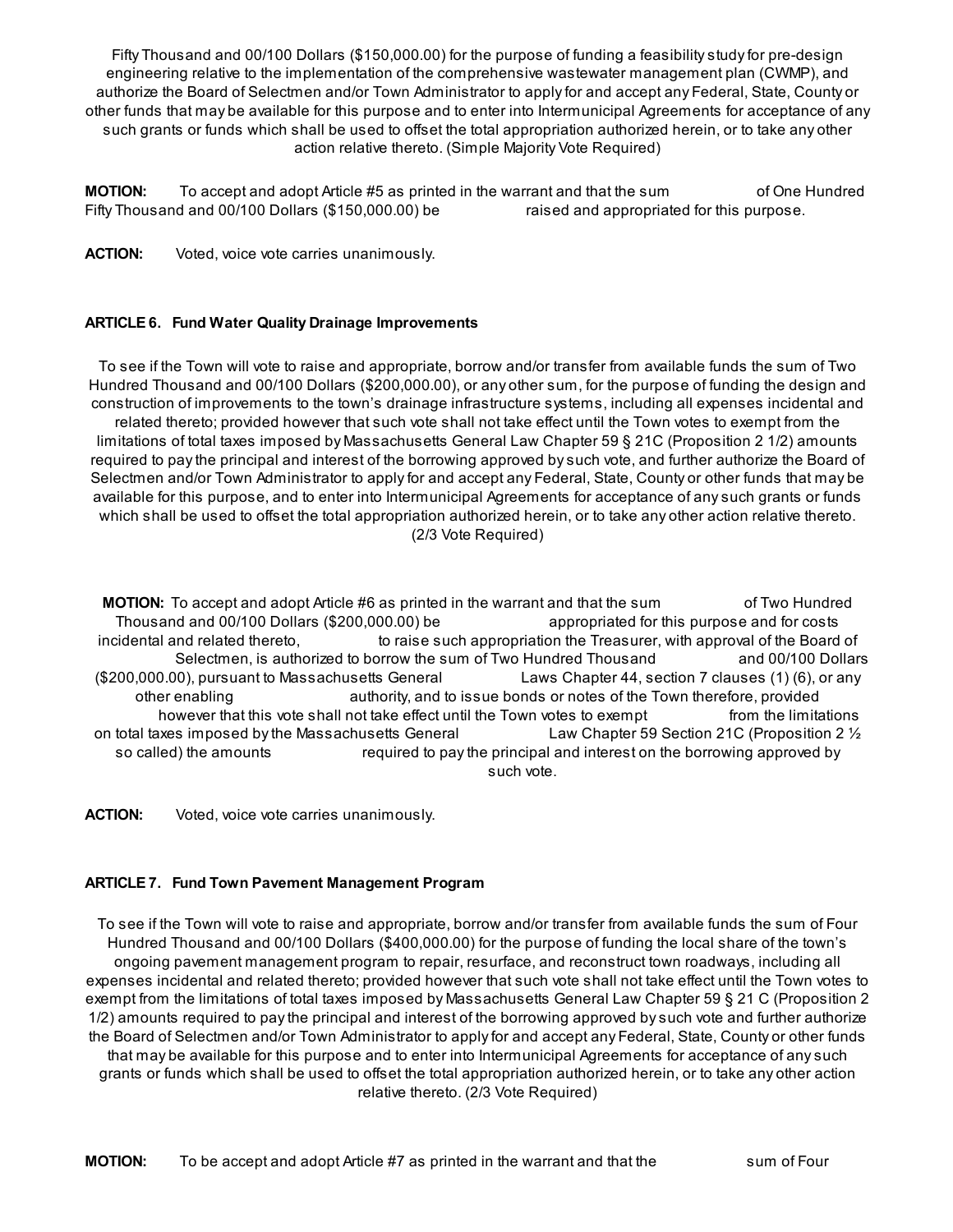Fifty Thousand and 00/100 Dollars ($150,000.00) for the purpose of funding a feasibility study for pre-design engineering relative to the implementation of the comprehensive wastewater management plan (CWMP), and authorize the Board of Selectmen and/or Town Administrator to apply for and accept any Federal, State, County or other funds that may be available for this purpose and to enter into Intermunicipal Agreements for acceptance of any such grants or funds which shall be used to offset the total appropriation authorized herein, or to take any other action relative thereto. (Simple Majority Vote Required)

**MOTION:** To accept and adopt Article #5 as printed in the warrant and that the sum of One Hundred Fifty Thousand and 00/100 Dollars ($150,000.00) be raised and appropriated for this purpose.

**ACTION:** Voted, voice vote carries unanimously.

### ARTICLE 6. Fund Water Quality Drainage Improvements

To see if the Town will vote to raise and appropriate, borrow and/or transfer from available funds the sum of Two Hundred Thousand and 00/100 Dollars ($200,000.00), or any other sum, for the purpose of funding the design and construction of improvements to the town's drainage infrastructure systems, including all expenses incidental and related thereto; provided however that such vote shall not take effect until the Town votes to exempt from the limitations of total taxes imposed by Massachusetts General Law Chapter 59 § 21C (Proposition 2 1/2) amounts required to pay the principal and interest of the borrowing approved by such vote, and further authorize the Board of Selectmen and/or Town Administrator to apply for and accept any Federal, State, County or other funds that may be available for this purpose, and to enter into Intermunicipal Agreements for acceptance of any such grants or funds which shall be used to offset the total appropriation authorized herein, or to take any other action relative thereto. (2/3 Vote Required)

**MOTION:** To accept and adopt Article #6 as printed in the warrant and that the sum of Two Hundred Thousand and 00/100 Dollars ($200,000.00) be appropriated for this purpose and for costs incidental and related thereto, to raise such appropriation the Treasurer, with approval of the Board of Selectmen, is authorized to borrow the sum of Two Hundred Thousand and 00/100 Dollars ($200,000.00), pursuant to Massachusetts General Laws Chapter 44, section 7 clauses (1) (6), or any other enabling authority, and to issue bonds or notes of the Town therefore, provided however that this vote shall not take effect until the Town votes to exempt from the limitations on total taxes imposed by the Massachusetts General Law Chapter 59 Section 21C (Proposition 2 ½ so called) the amounts required to pay the principal and interest on the borrowing approved by such vote.

**ACTION:** Voted, voice vote carries unanimously.

### ARTICLE 7. Fund Town Pavement Management Program

To see if the Town will vote to raise and appropriate, borrow and/or transfer from available funds the sum of Four Hundred Thousand and 00/100 Dollars ($400,000.00) for the purpose of funding the local share of the town's ongoing pavement management program to repair, resurface, and reconstruct town roadways, including all expenses incidental and related thereto; provided however that such vote shall not take effect until the Town votes to exempt from the limitations of total taxes imposed by Massachusetts General Law Chapter 59 § 21 C (Proposition 2 1/2) amounts required to pay the principal and interest of the borrowing approved by such vote and further authorize the Board of Selectmen and/or Town Administrator to apply for and accept any Federal, State, County or other funds that may be available for this purpose and to enter into Intermunicipal Agreements for acceptance of any such grants or funds which shall be used to offset the total appropriation authorized herein, or to take any other action relative thereto. (2/3 Vote Required)

**MOTION:** To be accept and adopt Article #7 as printed in the warrant and that the sum of Four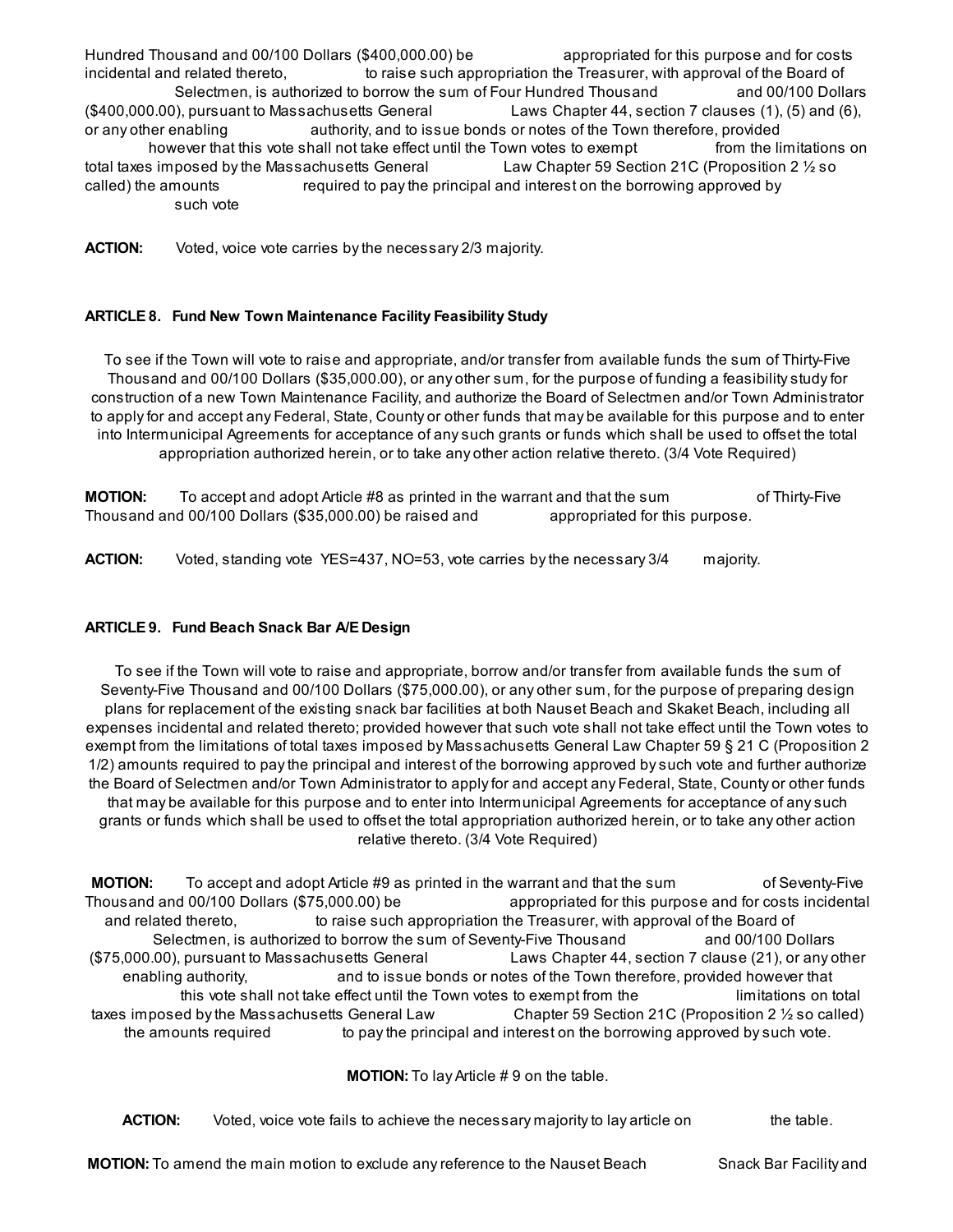Hundred Thousand and 00/100 Dollars ($400,000.00) be appropriated for this purpose and for costs incidental and related thereto, to raise such appropriation the Treasurer, with approval of the Board of Selectmen, is authorized to borrow the sum of Four Hundred Thousand and 00/100 Dollars ($400,000.00), pursuant to Massachusetts General Laws Chapter 44, section 7 clauses (1), (5) and (6), or any other enabling authority, and to issue bonds or notes of the Town therefore, provided however that this vote shall not take effect until the Town votes to exempt from the limitations on total taxes imposed by the Massachusetts General Law Chapter 59 Section 21C (Proposition 2 ½ so called) the amounts required to pay the principal and interest on the borrowing approved by such vote

**ACTION:** Voted, voice vote carries by the necessary 2/3 majority.

**ARTICLE 8. Fund New Town Maintenance Facility Feasibility Study**

To see if the Town will vote to raise and appropriate, and/or transfer from available funds the sum of Thirty-Five Thousand and 00/100 Dollars ($35,000.00), or any other sum, for the purpose of funding a feasibility study for construction of a new Town Maintenance Facility, and authorize the Board of Selectmen and/or Town Administrator to apply for and accept any Federal, State, County or other funds that may be available for this purpose and to enter into Intermunicipal Agreements for acceptance of any such grants or funds which shall be used to offset the total appropriation authorized herein, or to take any other action relative thereto. (3/4 Vote Required)

**MOTION:** To accept and adopt Article #8 as printed in the warrant and that the sum of Thirty-Five Thousand and 00/100 Dollars ($35,000.00) be raised and appropriated for this purpose.

**ACTION:** Voted, standing vote YES=437, NO=53, vote carries by the necessary 3/4 majority.

**ARTICLE 9. Fund Beach Snack Bar A/E Design**

To see if the Town will vote to raise and appropriate, borrow and/or transfer from available funds the sum of Seventy-Five Thousand and 00/100 Dollars ($75,000.00), or any other sum, for the purpose of preparing design plans for replacement of the existing snack bar facilities at both Nauset Beach and Skaket Beach, including all expenses incidental and related thereto; provided however that such vote shall not take effect until the Town votes to exempt from the limitations of total taxes imposed by Massachusetts General Law Chapter 59 § 21 C (Proposition 2 1/2) amounts required to pay the principal and interest of the borrowing approved by such vote and further authorize the Board of Selectmen and/or Town Administrator to apply for and accept any Federal, State, County or other funds that may be available for this purpose and to enter into Intermunicipal Agreements for acceptance of any such grants or funds which shall be used to offset the total appropriation authorized herein, or to take any other action relative thereto. (3/4 Vote Required)

**MOTION:** To accept and adopt Article #9 as printed in the warrant and that the sum of Seventy-Five Thousand and 00/100 Dollars ($75,000.00) be appropriated for this purpose and for costs incidental and related thereto, to raise such appropriation the Treasurer, with approval of the Board of Selectmen, is authorized to borrow the sum of Seventy-Five Thousand and 00/100 Dollars ($75,000.00), pursuant to Massachusetts General Laws Chapter 44, section 7 clause (21), or any other enabling authority, and to issue bonds or notes of the Town therefore, provided however that this vote shall not take effect until the Town votes to exempt from the limitations on total taxes imposed by the Massachusetts General Law Chapter 59 Section 21C (Proposition 2 ½ so called) the amounts required to pay the principal and interest on the borrowing approved by such vote.

**MOTION:** To lay Article # 9 on the table.

**ACTION:** Voted, voice vote fails to achieve the necessary majority to lay article on the table.

**MOTION:** To amend the main motion to exclude any reference to the Nauset Beach Snack Bar Facility and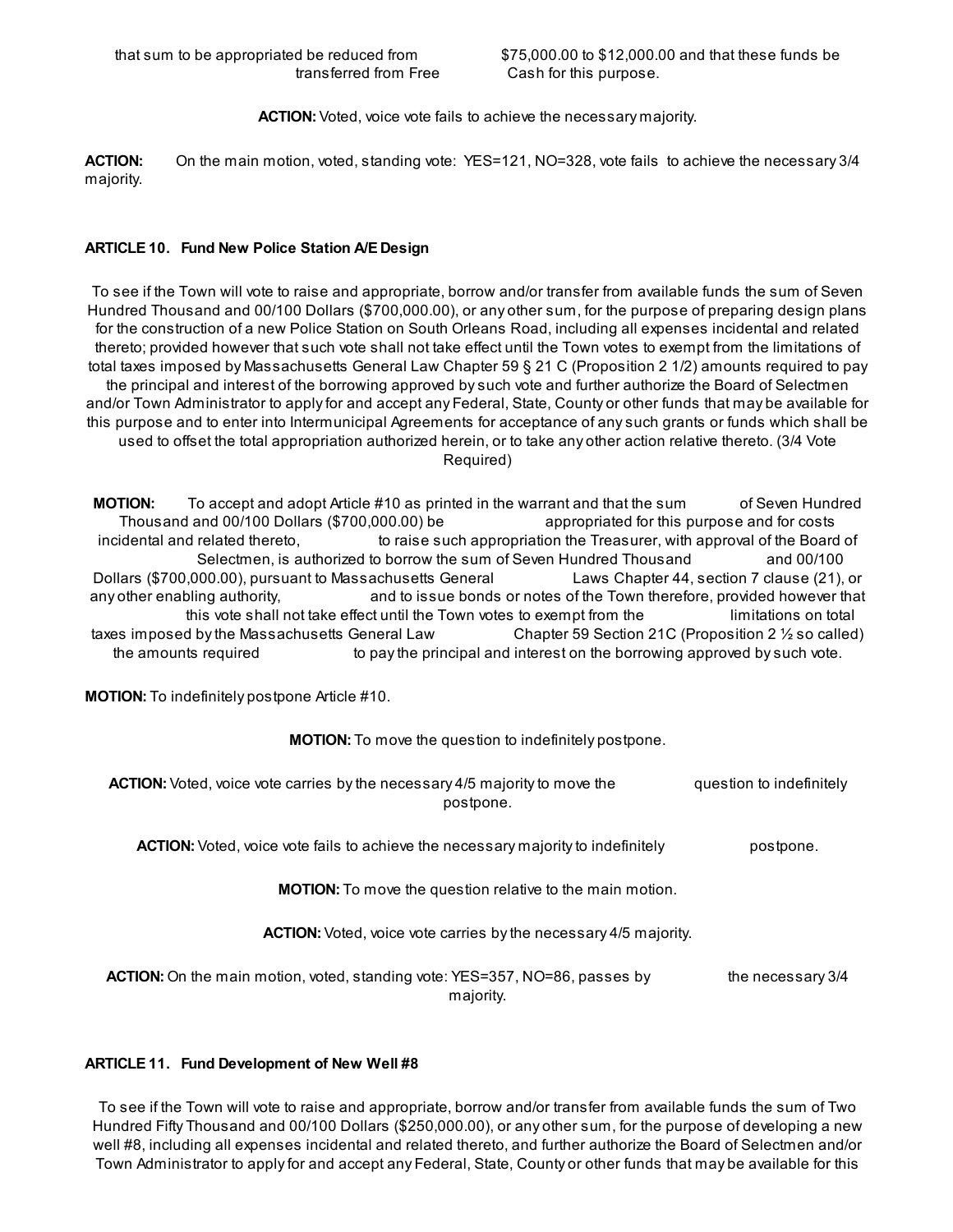that sum to be appropriated be reduced from $75,000.00 to $12,000.00 and that these funds be transferred from Free Cash for this purpose.

**ACTION:** Voted, voice vote fails to achieve the necessary majority.

**ACTION:** On the main motion, voted, standing vote: YES=121, NO=328, vote fails to achieve the necessary 3/4 majority.

**ARTICLE 10. Fund New Police Station A/E Design**

To see if the Town will vote to raise and appropriate, borrow and/or transfer from available funds the sum of Seven Hundred Thousand and 00/100 Dollars ($700,000.00), or any other sum, for the purpose of preparing design plans for the construction of a new Police Station on South Orleans Road, including all expenses incidental and related thereto; provided however that such vote shall not take effect until the Town votes to exempt from the limitations of total taxes imposed by Massachusetts General Law Chapter 59 § 21 C (Proposition 2 1/2) amounts required to pay the principal and interest of the borrowing approved by such vote and further authorize the Board of Selectmen and/or Town Administrator to apply for and accept any Federal, State, County or other funds that may be available for this purpose and to enter into Intermunicipal Agreements for acceptance of any such grants or funds which shall be used to offset the total appropriation authorized herein, or to take any other action relative thereto. (3/4 Vote Required)

**MOTION:** To accept and adopt Article #10 as printed in the warrant and that the sum of Seven Hundred Thousand and 00/100 Dollars ($700,000.00) be appropriated for this purpose and for costs incidental and related thereto, to raise such appropriation the Treasurer, with approval of the Board of Selectmen, is authorized to borrow the sum of Seven Hundred Thousand and 00/100 Dollars ($700,000.00), pursuant to Massachusetts General Laws Chapter 44, section 7 clause (21), or any other enabling authority, and to issue bonds or notes of the Town therefore, provided however that this vote shall not take effect until the Town votes to exempt from the limitations on total taxes imposed by the Massachusetts General Law Chapter 59 Section 21C (Proposition 2 ½ so called) the amounts required to pay the principal and interest on the borrowing approved by such vote.

**MOTION:** To indefinitely postpone Article #10.

**MOTION:** To move the question to indefinitely postpone.

**ACTION:** Voted, voice vote carries by the necessary 4/5 majority to move the question to indefinitely postpone.

**ACTION:** Voted, voice vote fails to achieve the necessary majority to indefinitely postpone.

**MOTION:** To move the question relative to the main motion.

**ACTION:** Voted, voice vote carries by the necessary 4/5 majority.

**ACTION:** On the main motion, voted, standing vote: YES=357, NO=86, passes by the necessary 3/4 majority.

**ARTICLE 11. Fund Development of New Well #8**

To see if the Town will vote to raise and appropriate, borrow and/or transfer from available funds the sum of Two Hundred Fifty Thousand and 00/100 Dollars ($250,000.00), or any other sum, for the purpose of developing a new well #8, including all expenses incidental and related thereto, and further authorize the Board of Selectmen and/or Town Administrator to apply for and accept any Federal, State, County or other funds that may be available for this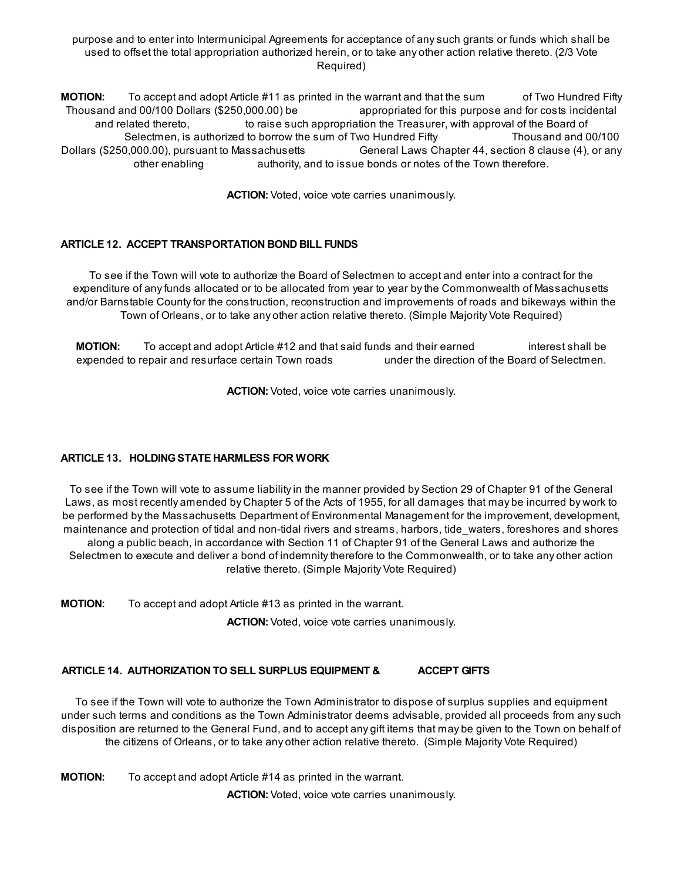purpose and to enter into Intermunicipal Agreements for acceptance of any such grants or funds which shall be used to offset the total appropriation authorized herein, or to take any other action relative thereto. (2/3 Vote Required)

**MOTION:** To accept and adopt Article #11 as printed in the warrant and that the sum of Two Hundred Fifty Thousand and 00/100 Dollars ($250,000.00) be appropriated for this purpose and for costs incidental and related thereto, to raise such appropriation the Treasurer, with approval of the Board of Selectmen, is authorized to borrow the sum of Two Hundred Fifty Thousand and 00/100 Dollars ($250,000.00), pursuant to Massachusetts General Laws Chapter 44, section 8 clause (4), or any other enabling authority, and to issue bonds or notes of the Town therefore.

**ACTION:** Voted, voice vote carries unanimously.

### ARTICLE 12. ACCEPT TRANSPORTATION BOND BILL FUNDS

To see if the Town will vote to authorize the Board of Selectmen to accept and enter into a contract for the expenditure of any funds allocated or to be allocated from year to year by the Commonwealth of Massachusetts and/or Barnstable County for the construction, reconstruction and improvements of roads and bikeways within the Town of Orleans, or to take any other action relative thereto. (Simple Majority Vote Required)

**MOTION:** To accept and adopt Article #12 and that said funds and their earned interest shall be expended to repair and resurface certain Town roads under the direction of the Board of Selectmen.

**ACTION:** Voted, voice vote carries unanimously.

### ARTICLE 13. HOLDING STATE HARMLESS FOR WORK

To see if the Town will vote to assume liability in the manner provided by Section 29 of Chapter 91 of the General Laws, as most recently amended by Chapter 5 of the Acts of 1955, for all damages that may be incurred by work to be performed by the Massachusetts Department of Environmental Management for the improvement, development, maintenance and protection of tidal and non-tidal rivers and streams, harbors, tide_waters, foreshores and shores along a public beach, in accordance with Section 11 of Chapter 91 of the General Laws and authorize the Selectmen to execute and deliver a bond of indemnity therefore to the Commonwealth, or to take any other action relative thereto. (Simple Majority Vote Required)

**MOTION:** To accept and adopt Article #13 as printed in the warrant.

**ACTION:** Voted, voice vote carries unanimously.

### ARTICLE 14. AUTHORIZATION TO SELL SURPLUS EQUIPMENT & ACCEPT GIFTS

To see if the Town will vote to authorize the Town Administrator to dispose of surplus supplies and equipment under such terms and conditions as the Town Administrator deems advisable, provided all proceeds from any such disposition are returned to the General Fund, and to accept any gift items that may be given to the Town on behalf of the citizens of Orleans, or to take any other action relative thereto. (Simple Majority Vote Required)

**MOTION:** To accept and adopt Article #14 as printed in the warrant.

**ACTION:** Voted, voice vote carries unanimously.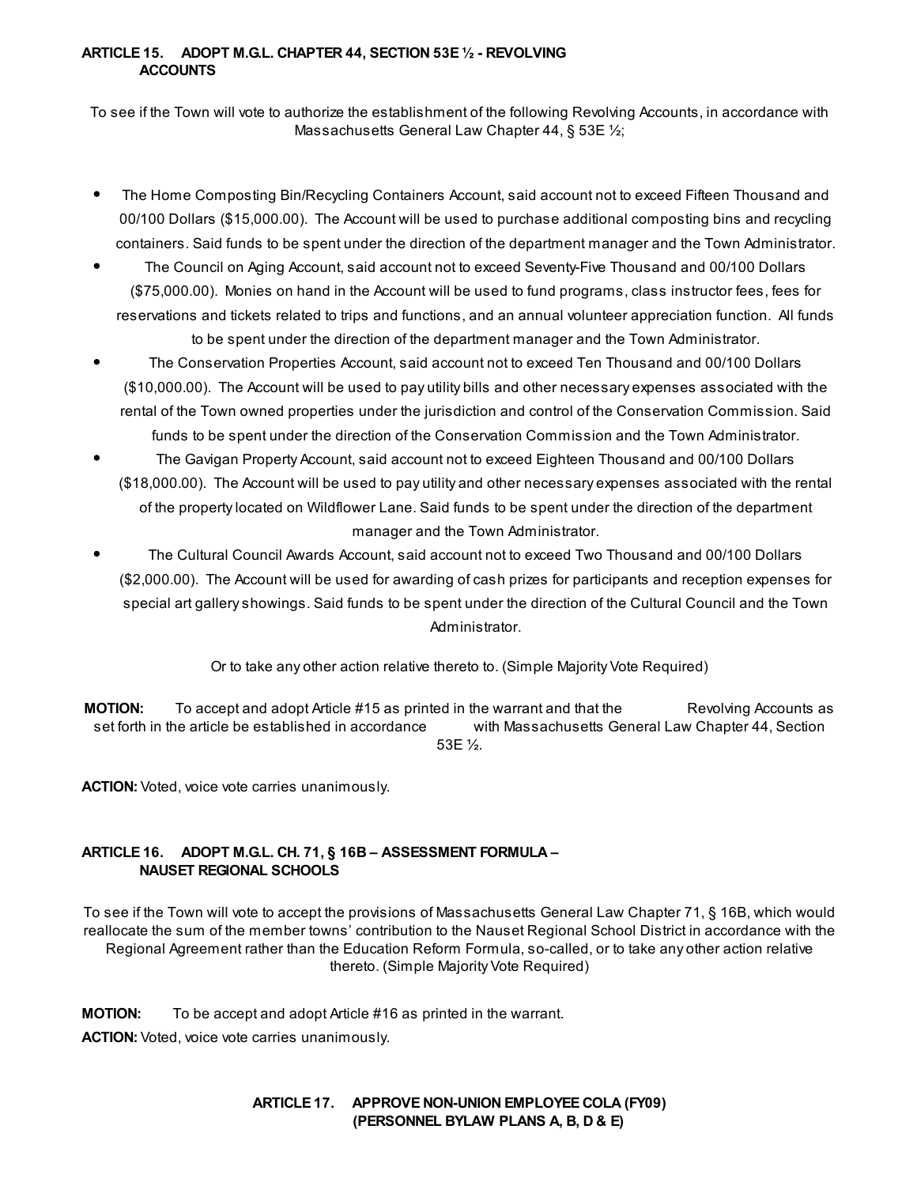### ARTICLE 15. ADOPT M.G.L. CHAPTER 44, SECTION 53E ½ - REVOLVING ACCOUNTS

To see if the Town will vote to authorize the establishment of the following Revolving Accounts, in accordance with Massachusetts General Law Chapter 44, § 53E ½;

- The Home Composting Bin/Recycling Containers Account, said account not to exceed Fifteen Thousand and 00/100 Dollars ($15,000.00). The Account will be used to purchase additional composting bins and recycling containers. Said funds to be spent under the direction of the department manager and the Town Administrator.
- The Council on Aging Account, said account not to exceed Seventy-Five Thousand and 00/100 Dollars ($75,000.00). Monies on hand in the Account will be used to fund programs, class instructor fees, fees for reservations and tickets related to trips and functions, and an annual volunteer appreciation function. All funds to be spent under the direction of the department manager and the Town Administrator.
- The Conservation Properties Account, said account not to exceed Ten Thousand and 00/100 Dollars ($10,000.00). The Account will be used to pay utility bills and other necessary expenses associated with the rental of the Town owned properties under the jurisdiction and control of the Conservation Commission. Said funds to be spent under the direction of the Conservation Commission and the Town Administrator.
- The Gavigan Property Account, said account not to exceed Eighteen Thousand and 00/100 Dollars ($18,000.00). The Account will be used to pay utility and other necessary expenses associated with the rental of the property located on Wildflower Lane. Said funds to be spent under the direction of the department manager and the Town Administrator.
- The Cultural Council Awards Account, said account not to exceed Two Thousand and 00/100 Dollars ($2,000.00). The Account will be used for awarding of cash prizes for participants and reception expenses for special art gallery showings. Said funds to be spent under the direction of the Cultural Council and the Town Administrator.

Or to take any other action relative thereto to. (Simple Majority Vote Required)

**MOTION:** To accept and adopt Article #15 as printed in the warrant and that the Revolving Accounts as set forth in the article be established in accordance with Massachusetts General Law Chapter 44, Section 53E ½.

**ACTION:** Voted, voice vote carries unanimously.

### ARTICLE 16. ADOPT M.G.L. CH. 71, § 16B – ASSESSMENT FORMULA – NAUSET REGIONAL SCHOOLS

To see if the Town will vote to accept the provisions of Massachusetts General Law Chapter 71, § 16B, which would reallocate the sum of the member towns' contribution to the Nauset Regional School District in accordance with the Regional Agreement rather than the Education Reform Formula, so-called, or to take any other action relative thereto. (Simple Majority Vote Required)

**MOTION:** To be accept and adopt Article #16 as printed in the warrant.

**ACTION:** Voted, voice vote carries unanimously.

### ARTICLE 17. APPROVE NON-UNION EMPLOYEE COLA (FY09) (PERSONNEL BYLAW PLANS A, B, D & E)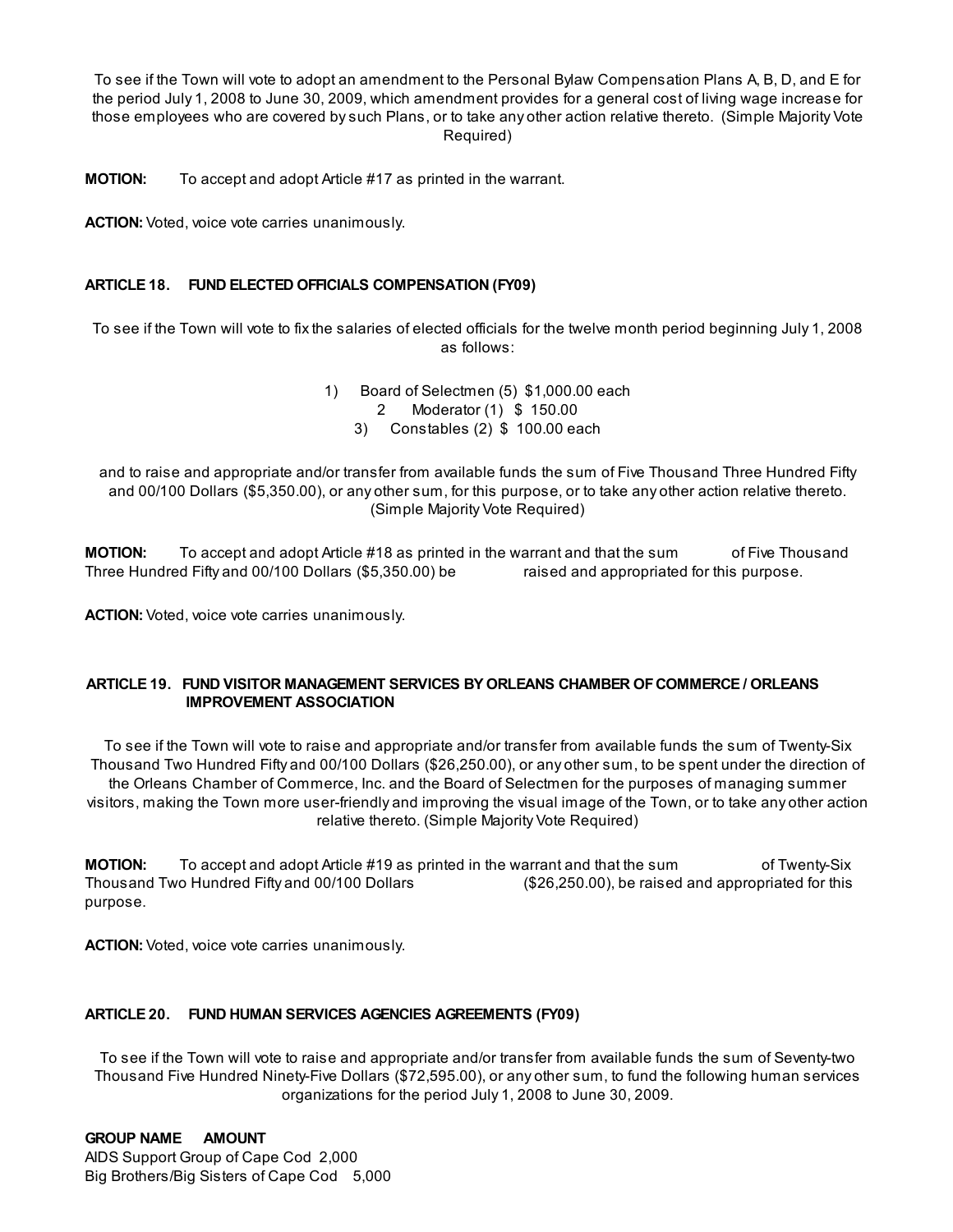To see if the Town will vote to adopt an amendment to the Personal Bylaw Compensation Plans A, B, D, and E for the period July 1, 2008 to June 30, 2009, which amendment provides for a general cost of living wage increase for those employees who are covered by such Plans, or to take any other action relative thereto. (Simple Majority Vote Required)

**MOTION:** To accept and adopt Article #17 as printed in the warrant.

**ACTION:** Voted, voice vote carries unanimously.

**ARTICLE 18. FUND ELECTED OFFICIALS COMPENSATION (FY09)**

To see if the Town will vote to fix the salaries of elected officials for the twelve month period beginning July 1, 2008 as follows:

1) Board of Selectmen (5) $1,000.00 each
2 Moderator (1) $ 150.00
3) Constables (2) $ 100.00 each

and to raise and appropriate and/or transfer from available funds the sum of Five Thousand Three Hundred Fifty and 00/100 Dollars ($5,350.00), or any other sum, for this purpose, or to take any other action relative thereto. (Simple Majority Vote Required)

**MOTION:** To accept and adopt Article #18 as printed in the warrant and that the sum of Five Thousand Three Hundred Fifty and 00/100 Dollars ($5,350.00) be raised and appropriated for this purpose.

**ACTION:** Voted, voice vote carries unanimously.

**ARTICLE 19. FUND VISITOR MANAGEMENT SERVICES BY ORLEANS CHAMBER OF COMMERCE / ORLEANS IMPROVEMENT ASSOCIATION**

To see if the Town will vote to raise and appropriate and/or transfer from available funds the sum of Twenty-Six Thousand Two Hundred Fifty and 00/100 Dollars ($26,250.00), or any other sum, to be spent under the direction of the Orleans Chamber of Commerce, Inc. and the Board of Selectmen for the purposes of managing summer visitors, making the Town more user-friendly and improving the visual image of the Town, or to take any other action relative thereto. (Simple Majority Vote Required)

**MOTION:** To accept and adopt Article #19 as printed in the warrant and that the sum of Twenty-Six Thousand Two Hundred Fifty and 00/100 Dollars ($26,250.00), be raised and appropriated for this purpose.

**ACTION:** Voted, voice vote carries unanimously.

**ARTICLE 20. FUND HUMAN SERVICES AGENCIES AGREEMENTS (FY09)**

To see if the Town will vote to raise and appropriate and/or transfer from available funds the sum of Seventy-two Thousand Five Hundred Ninety-Five Dollars ($72,595.00), or any other sum, to fund the following human services organizations for the period July 1, 2008 to June 30, 2009.

| GROUP NAME | AMOUNT |
|---|---|
| AIDS Support Group of Cape Cod | 2,000 |
| Big Brothers/Big Sisters of Cape Cod | 5,000 |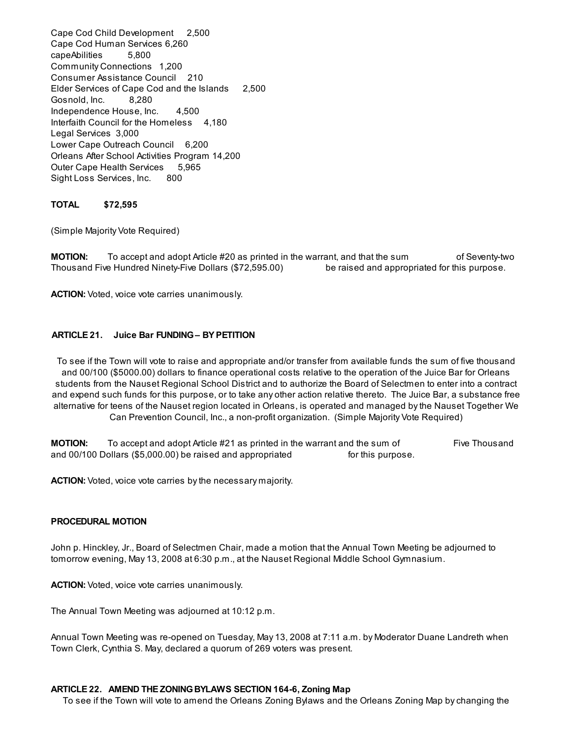Cape Cod Child Development 2,500
Cape Cod Human Services 6,260
capeAbilities 5,800
Community Connections 1,200
Consumer Assistance Council 210
Elder Services of Cape Cod and the Islands 2,500
Gosnold, Inc. 8,280
Independence House, Inc. 4,500
Interfaith Council for the Homeless 4,180
Legal Services 3,000
Lower Cape Outreach Council 6,200
Orleans After School Activities Program 14,200
Outer Cape Health Services 5,965
Sight Loss Services, Inc. 800

**TOTAL $72,595**

(Simple Majority Vote Required)

**MOTION:** To accept and adopt Article #20 as printed in the warrant, and that the sum of Seventy-two Thousand Five Hundred Ninety-Five Dollars ($72,595.00) be raised and appropriated for this purpose.

**ACTION:** Voted, voice vote carries unanimously.

**ARTICLE 21. Juice Bar FUNDING – BY PETITION**

To see if the Town will vote to raise and appropriate and/or transfer from available funds the sum of five thousand and 00/100 ($5000.00) dollars to finance operational costs relative to the operation of the Juice Bar for Orleans students from the Nauset Regional School District and to authorize the Board of Selectmen to enter into a contract and expend such funds for this purpose, or to take any other action relative thereto. The Juice Bar, a substance free alternative for teens of the Nauset region located in Orleans, is operated and managed by the Nauset Together We Can Prevention Council, Inc., a non-profit organization. (Simple Majority Vote Required)

**MOTION:** To accept and adopt Article #21 as printed in the warrant and the sum of Five Thousand and 00/100 Dollars ($5,000.00) be raised and appropriated for this purpose.

**ACTION:** Voted, voice vote carries by the necessary majority.

**PROCEDURAL MOTION**

John p. Hinckley, Jr., Board of Selectmen Chair, made a motion that the Annual Town Meeting be adjourned to tomorrow evening, May 13, 2008 at 6:30 p.m., at the Nauset Regional Middle School Gymnasium.

**ACTION:** Voted, voice vote carries unanimously.

The Annual Town Meeting was adjourned at 10:12 p.m.

Annual Town Meeting was re-opened on Tuesday, May 13, 2008 at 7:11 a.m. by Moderator Duane Landreth when Town Clerk, Cynthia S. May, declared a quorum of 269 voters was present.

**ARTICLE 22. AMEND THE ZONING BYLAWS SECTION 164-6, Zoning Map**

To see if the Town will vote to amend the Orleans Zoning Bylaws and the Orleans Zoning Map by changing the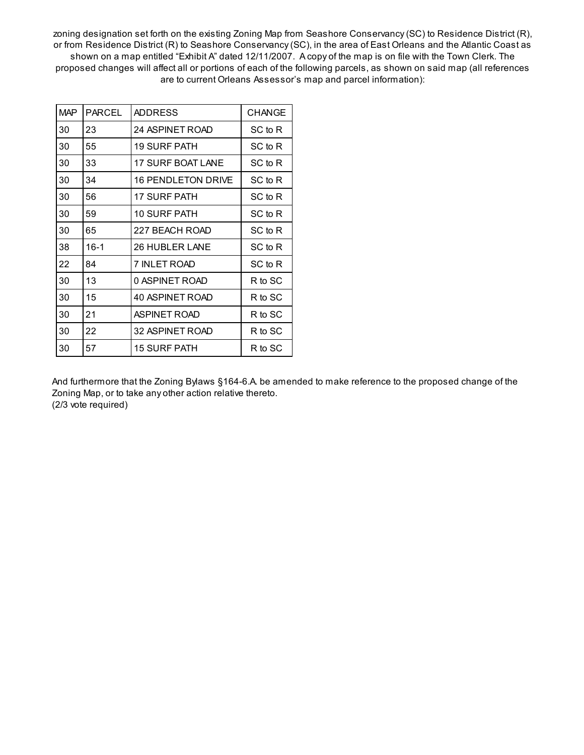zoning designation set forth on the existing Zoning Map from Seashore Conservancy (SC) to Residence District (R), or from Residence District (R) to Seashore Conservancy (SC), in the area of East Orleans and the Atlantic Coast as shown on a map entitled "Exhibit A" dated 12/11/2007. A copy of the map is on file with the Town Clerk. The proposed changes will affect all or portions of each of the following parcels, as shown on said map (all references are to current Orleans Assessor's map and parcel information):

| MAP | PARCEL | ADDRESS | CHANGE |
|---|---|---|---|
| 30 | 23 | 24 ASPINET ROAD | SC to R |
| 30 | 55 | 19 SURF PATH | SC to R |
| 30 | 33 | 17 SURF BOAT LANE | SC to R |
| 30 | 34 | 16 PENDLETON DRIVE | SC to R |
| 30 | 56 | 17 SURF PATH | SC to R |
| 30 | 59 | 10 SURF PATH | SC to R |
| 30 | 65 | 227 BEACH ROAD | SC to R |
| 38 | 16-1 | 26 HUBLER LANE | SC to R |
| 22 | 84 | 7 INLET ROAD | SC to R |
| 30 | 13 | 0 ASPINET ROAD | R to SC |
| 30 | 15 | 40 ASPINET ROAD | R to SC |
| 30 | 21 | ASPINET ROAD | R to SC |
| 30 | 22 | 32 ASPINET ROAD | R to SC |
| 30 | 57 | 15 SURF PATH | R to SC |

And furthermore that the Zoning Bylaws §164-6.A. be amended to make reference to the proposed change of the Zoning Map, or to take any other action relative thereto.
(2/3 vote required)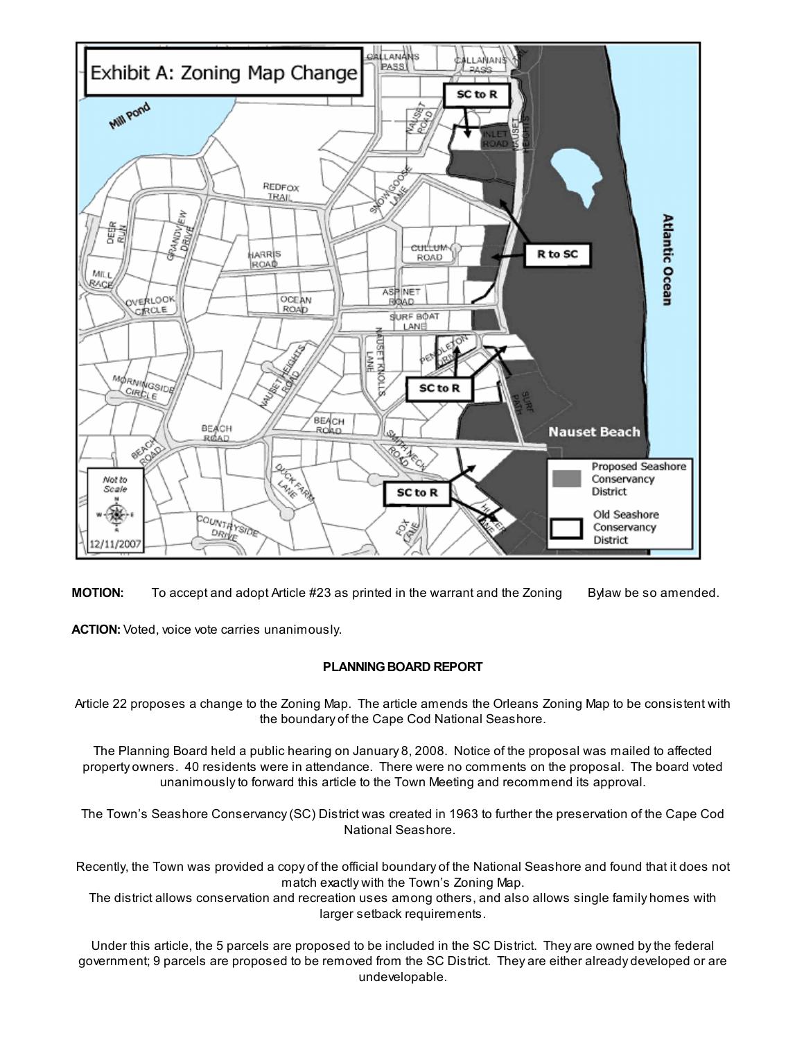**MOTION:** To accept and adopt Article #23 as printed in the warrant and the Zoning Bylaw be so amended.

**ACTION:** Voted, voice vote carries unanimously.

**PLANNING BOARD REPORT**

Article 22 proposes a change to the Zoning Map. The article amends the Orleans Zoning Map to be consistent with the boundary of the Cape Cod National Seashore.

The Planning Board held a public hearing on January 8, 2008. Notice of the proposal was mailed to affected property owners. 40 residents were in attendance. There were no comments on the proposal. The board voted unanimously to forward this article to the Town Meeting and recommend its approval.

The Town's Seashore Conservancy (SC) District was created in 1963 to further the preservation of the Cape Cod National Seashore.

Recently, the Town was provided a copy of the official boundary of the National Seashore and found that it does not match exactly with the Town's Zoning Map.

The district allows conservation and recreation uses among others, and also allows single family homes with larger setback requirements.

Under this article, the 5 parcels are proposed to be included in the SC District. They are owned by the federal government; 9 parcels are proposed to be removed from the SC District. They are either already developed or are undevelopable.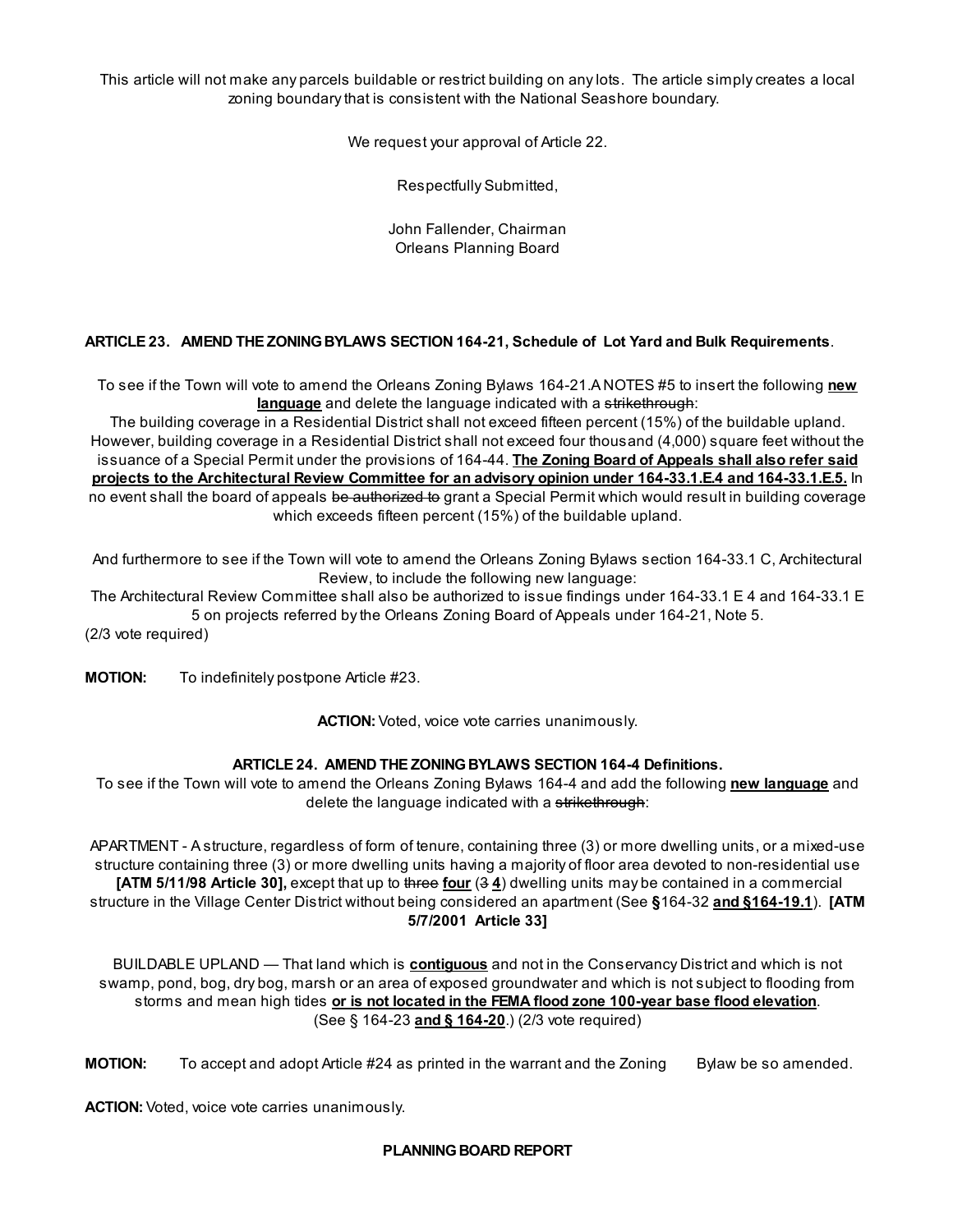This article will not make any parcels buildable or restrict building on any lots. The article simply creates a local zoning boundary that is consistent with the National Seashore boundary.

We request your approval of Article 22.

Respectfully Submitted,

John Fallender, Chairman
Orleans Planning Board

**ARTICLE 23. AMEND THE ZONING BYLAWS SECTION 164-21, Schedule of Lot Yard and Bulk Requirements**.

To see if the Town will vote to amend the Orleans Zoning Bylaws 164-21.A NOTES #5 to insert the following **<u>new language</u>** and delete the language indicated with a ~~strikethrough~~:

The building coverage in a Residential District shall not exceed fifteen percent (15%) of the buildable upland. However, building coverage in a Residential District shall not exceed four thousand (4,000) square feet without the issuance of a Special Permit under the provisions of 164-44. **<u>The Zoning Board of Appeals shall also refer said projects to the Architectural Review Committee for an advisory opinion under 164-33.1.E.4 and 164-33.1.E.5.</u>** In no event shall the board of appeals ~~be authorized to~~ grant a Special Permit which would result in building coverage which exceeds fifteen percent (15%) of the buildable upland.

And furthermore to see if the Town will vote to amend the Orleans Zoning Bylaws section 164-33.1 C, Architectural Review, to include the following new language:

The Architectural Review Committee shall also be authorized to issue findings under 164-33.1 E 4 and 164-33.1 E 5 on projects referred by the Orleans Zoning Board of Appeals under 164-21, Note 5.
(2/3 vote required)

**MOTION:** To indefinitely postpone Article #23.

**ACTION:** Voted, voice vote carries unanimously.

**ARTICLE 24. AMEND THE ZONING BYLAWS SECTION 164-4 Definitions.**

To see if the Town will vote to amend the Orleans Zoning Bylaws 164-4 and add the following **<u>new language</u>** and delete the language indicated with a ~~strikethrough~~:

APARTMENT - A structure, regardless of form of tenure, containing three (3) or more dwelling units, or a mixed-use structure containing three (3) or more dwelling units having a majority of floor area devoted to non-residential use **[ATM 5/11/98 Article 30],** except that up to ~~three~~ **<u>four</u>** (~~3~~ **<u>4</u>**) dwelling units may be contained in a commercial structure in the Village Center District without being considered an apartment (See **§**164-32 **<u>and §164-19.1</u>**). **[ATM 5/7/2001 Article 33]**

BUILDABLE UPLAND — That land which is **<u>contiguous</u>** and not in the Conservancy District and which is not swamp, pond, bog, dry bog, marsh or an area of exposed groundwater and which is not subject to flooding from storms and mean high tides **<u>or is not located in the FEMA flood zone 100-year base flood elevation</u>**. (See § 164-23 **<u>and § 164-20</u>**.) (2/3 vote required)

**MOTION:** To accept and adopt Article #24 as printed in the warrant and the Zoning Bylaw be so amended.

**ACTION:** Voted, voice vote carries unanimously.

**PLANNING BOARD REPORT**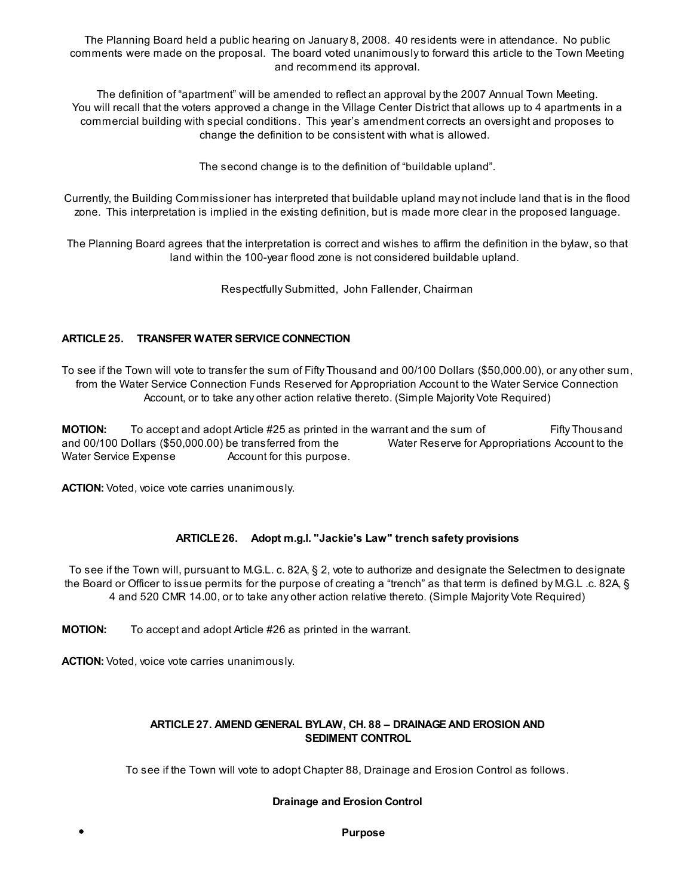The Planning Board held a public hearing on January 8, 2008. 40 residents were in attendance. No public comments were made on the proposal. The board voted unanimously to forward this article to the Town Meeting and recommend its approval.

The definition of "apartment" will be amended to reflect an approval by the 2007 Annual Town Meeting. You will recall that the voters approved a change in the Village Center District that allows up to 4 apartments in a commercial building with special conditions. This year's amendment corrects an oversight and proposes to change the definition to be consistent with what is allowed.

The second change is to the definition of "buildable upland".

Currently, the Building Commissioner has interpreted that buildable upland may not include land that is in the flood zone. This interpretation is implied in the existing definition, but is made more clear in the proposed language.

The Planning Board agrees that the interpretation is correct and wishes to affirm the definition in the bylaw, so that land within the 100-year flood zone is not considered buildable upland.

Respectfully Submitted, John Fallender, Chairman

**ARTICLE 25. TRANSFER WATER SERVICE CONNECTION**

To see if the Town will vote to transfer the sum of Fifty Thousand and 00/100 Dollars ($50,000.00), or any other sum, from the Water Service Connection Funds Reserved for Appropriation Account to the Water Service Connection Account, or to take any other action relative thereto. (Simple Majority Vote Required)

**MOTION:** To accept and adopt Article #25 as printed in the warrant and the sum of Fifty Thousand and 00/100 Dollars ($50,000.00) be transferred from the Water Reserve for Appropriations Account to the Water Service Expense Account for this purpose.

**ACTION:** Voted, voice vote carries unanimously.

**ARTICLE 26. Adopt m.g.l. "Jackie's Law" trench safety provisions**

To see if the Town will, pursuant to M.G.L. c. 82A, § 2, vote to authorize and designate the Selectmen to designate the Board or Officer to issue permits for the purpose of creating a "trench" as that term is defined by M.G.L .c. 82A, § 4 and 520 CMR 14.00, or to take any other action relative thereto. (Simple Majority Vote Required)

**MOTION:** To accept and adopt Article #26 as printed in the warrant.

**ACTION:** Voted, voice vote carries unanimously.

**ARTICLE 27. AMEND GENERAL BYLAW, CH. 88 – DRAINAGE AND EROSION AND SEDIMENT CONTROL**

To see if the Town will vote to adopt Chapter 88, Drainage and Erosion Control as follows.

**Drainage and Erosion Control**

- **Purpose**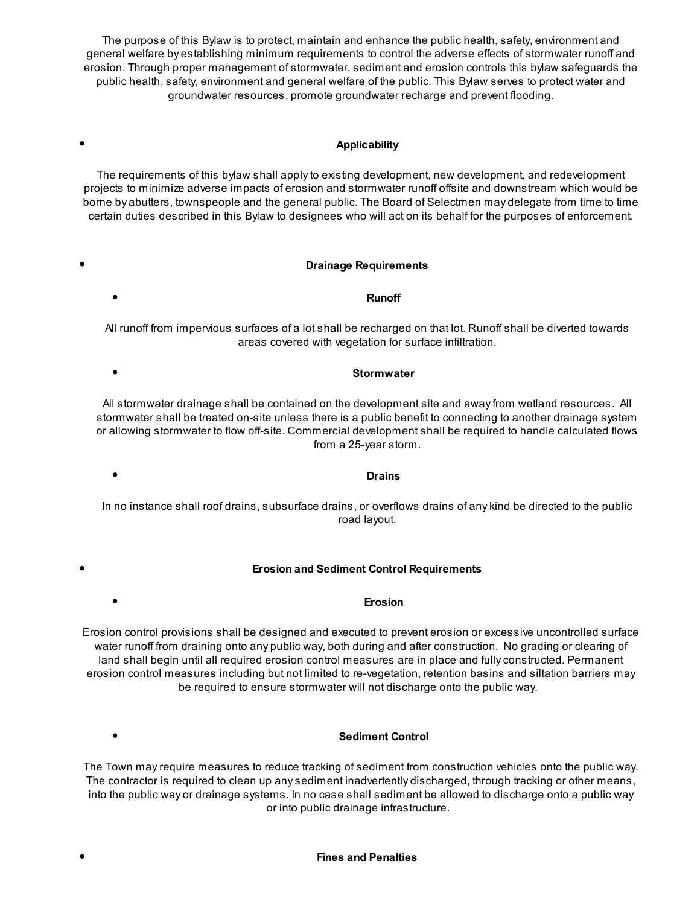The purpose of this Bylaw is to protect, maintain and enhance the public health, safety, environment and general welfare by establishing minimum requirements to control the adverse effects of stormwater runoff and erosion. Through proper management of stormwater, sediment and erosion controls this bylaw safeguards the public health, safety, environment and general welfare of the public. This Bylaw serves to protect water and groundwater resources, promote groundwater recharge and prevent flooding.

- **Applicability**

The requirements of this bylaw shall apply to existing development, new development, and redevelopment projects to minimize adverse impacts of erosion and stormwater runoff offsite and downstream which would be borne by abutters, townspeople and the general public. The Board of Selectmen may delegate from time to time certain duties described in this Bylaw to designees who will act on its behalf for the purposes of enforcement.

- **Drainage Requirements**

  - **Runoff**

All runoff from impervious surfaces of a lot shall be recharged on that lot. Runoff shall be diverted towards areas covered with vegetation for surface infiltration.

  - **Stormwater**

All stormwater drainage shall be contained on the development site and away from wetland resources. All stormwater shall be treated on-site unless there is a public benefit to connecting to another drainage system or allowing stormwater to flow off-site. Commercial development shall be required to handle calculated flows from a 25-year storm.

  - **Drains**

In no instance shall roof drains, subsurface drains, or overflows drains of any kind be directed to the public road layout.

- **Erosion and Sediment Control Requirements**

  - **Erosion**

Erosion control provisions shall be designed and executed to prevent erosion or excessive uncontrolled surface water runoff from draining onto any public way, both during and after construction. No grading or clearing of land shall begin until all required erosion control measures are in place and fully constructed. Permanent erosion control measures including but not limited to re-vegetation, retention basins and siltation barriers may be required to ensure stormwater will not discharge onto the public way.

  - **Sediment Control**

The Town may require measures to reduce tracking of sediment from construction vehicles onto the public way. The contractor is required to clean up any sediment inadvertently discharged, through tracking or other means, into the public way or drainage systems. In no case shall sediment be allowed to discharge onto a public way or into public drainage infrastructure.

- **Fines and Penalties**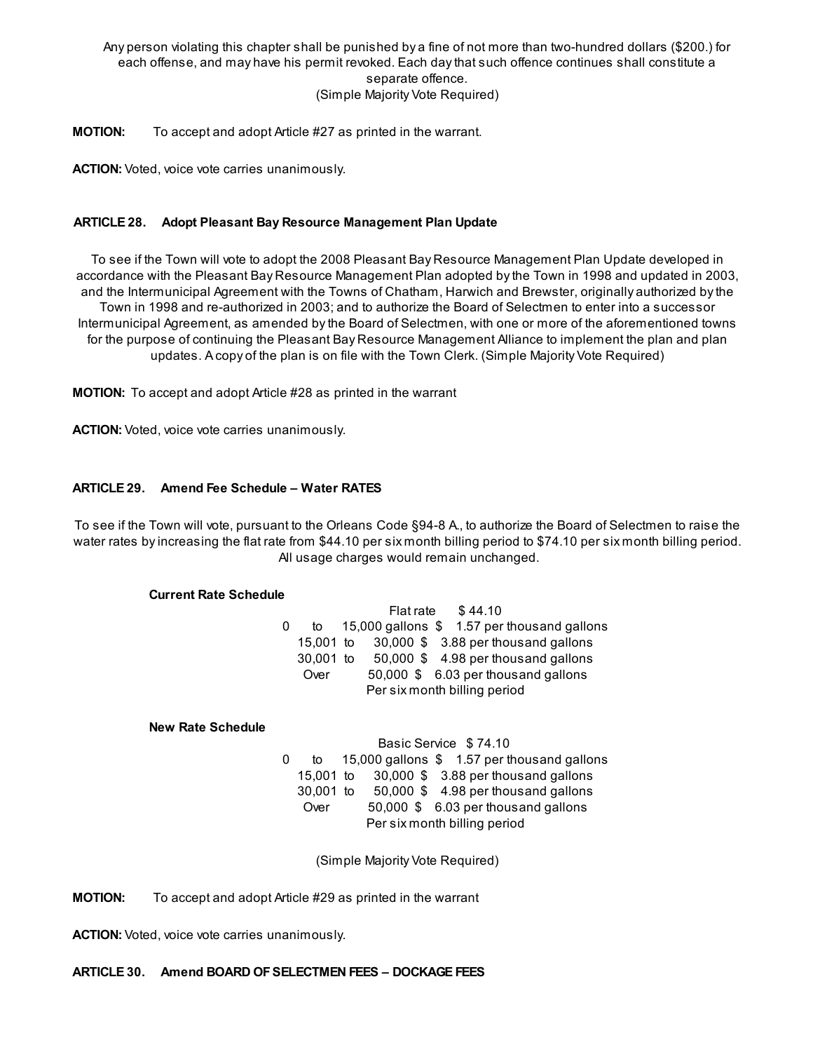Any person violating this chapter shall be punished by a fine of not more than two-hundred dollars ($200.) for each offense, and may have his permit revoked. Each day that such offence continues shall constitute a separate offence.
(Simple Majority Vote Required)

**MOTION:** To accept and adopt Article #27 as printed in the warrant.

**ACTION:** Voted, voice vote carries unanimously.

**ARTICLE 28. Adopt Pleasant Bay Resource Management Plan Update**

To see if the Town will vote to adopt the 2008 Pleasant Bay Resource Management Plan Update developed in accordance with the Pleasant Bay Resource Management Plan adopted by the Town in 1998 and updated in 2003, and the Intermunicipal Agreement with the Towns of Chatham, Harwich and Brewster, originally authorized by the Town in 1998 and re-authorized in 2003; and to authorize the Board of Selectmen to enter into a successor Intermunicipal Agreement, as amended by the Board of Selectmen, with one or more of the aforementioned towns for the purpose of continuing the Pleasant Bay Resource Management Alliance to implement the plan and plan updates. A copy of the plan is on file with the Town Clerk. (Simple Majority Vote Required)

**MOTION:** To accept and adopt Article #28 as printed in the warrant

**ACTION:** Voted, voice vote carries unanimously.

**ARTICLE 29. Amend Fee Schedule – Water RATES**

To see if the Town will vote, pursuant to the Orleans Code §94-8 A., to authorize the Board of Selectmen to raise the water rates by increasing the flat rate from $44.10 per six month billing period to $74.10 per six month billing period. All usage charges would remain unchanged.

**Current Rate Schedule**

| | |
|---|---|
| Flat rate | $ 44.10 |
| 0 to 15,000 gallons | $ 1.57 per thousand gallons |
| 15,001 to 30,000 | $ 3.88 per thousand gallons |
| 30,001 to 50,000 | $ 4.98 per thousand gallons |
| Over 50,000 | $ 6.03 per thousand gallons |

Per six month billing period

**New Rate Schedule**

| | |
|---|---|
| Basic Service | $ 74.10 |
| 0 to 15,000 gallons | $ 1.57 per thousand gallons |
| 15,001 to 30,000 | $ 3.88 per thousand gallons |
| 30,001 to 50,000 | $ 4.98 per thousand gallons |
| Over 50,000 | $ 6.03 per thousand gallons |

Per six month billing period

(Simple Majority Vote Required)

**MOTION:** To accept and adopt Article #29 as printed in the warrant

**ACTION:** Voted, voice vote carries unanimously.

**ARTICLE 30. Amend BOARD OF SELECTMEN FEES – DOCKAGE FEES**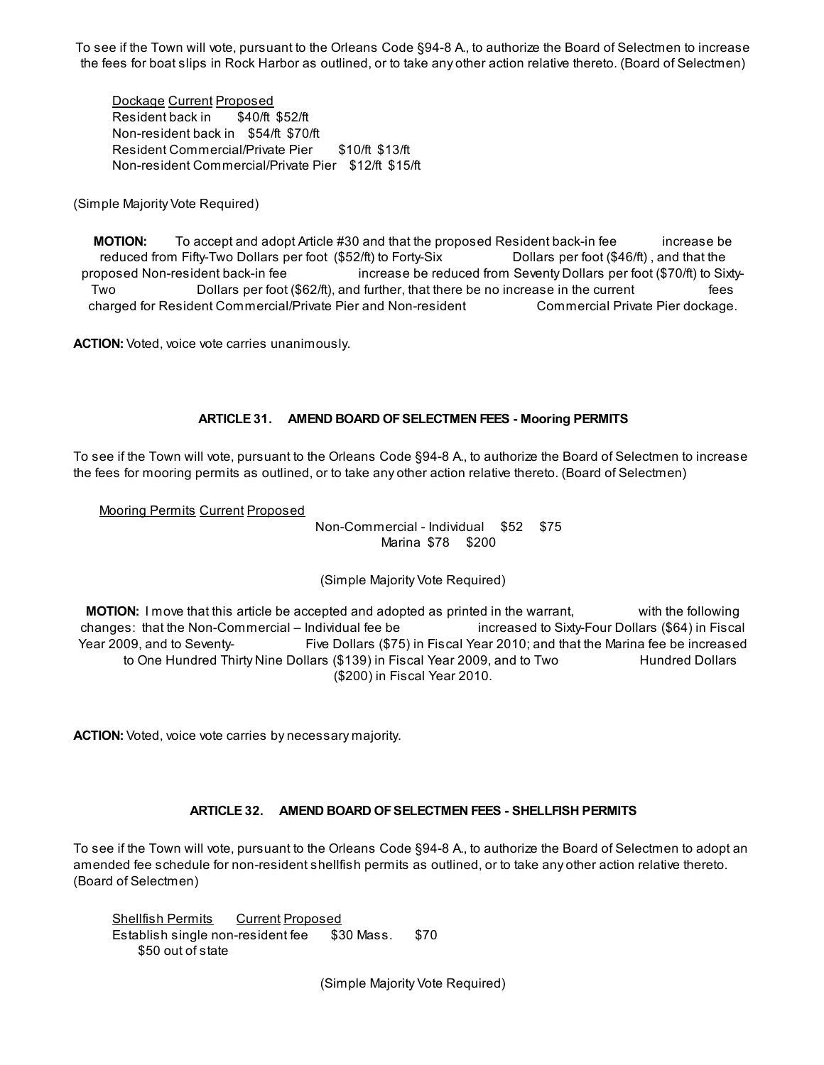To see if the Town will vote, pursuant to the Orleans Code §94-8 A., to authorize the Board of Selectmen to increase the fees for boat slips in Rock Harbor as outlined, or to take any other action relative thereto. (Board of Selectmen)

| Dockage | Current | Proposed |
|---|---|---|
| Resident back in | $40/ft | $52/ft |
| Non-resident back in | $54/ft | $70/ft |
| Resident Commercial/Private Pier | $10/ft | $13/ft |
| Non-resident Commercial/Private Pier | $12/ft | $15/ft |

(Simple Majority Vote Required)

**MOTION:** To accept and adopt Article #30 and that the proposed Resident back-in fee increase be reduced from Fifty-Two Dollars per foot ($52/ft) to Forty-Six Dollars per foot ($46/ft), and that the proposed Non-resident back-in fee increase be reduced from Seventy Dollars per foot ($70/ft) to Sixty-Two Dollars per foot ($62/ft), and further, that there be no increase in the current fees charged for Resident Commercial/Private Pier and Non-resident Commercial Private Pier dockage.

**ACTION:** Voted, voice vote carries unanimously.

### ARTICLE 31. AMEND BOARD OF SELECTMEN FEES - Mooring PERMITS

To see if the Town will vote, pursuant to the Orleans Code §94-8 A., to authorize the Board of Selectmen to increase the fees for mooring permits as outlined, or to take any other action relative thereto. (Board of Selectmen)

| Mooring Permits | Current | Proposed |
|---|---|---|
| Non-Commercial - Individual | $52 | $75 |
| Marina | $78 | $200 |

(Simple Majority Vote Required)

**MOTION:** I move that this article be accepted and adopted as printed in the warrant, with the following changes: that the Non-Commercial – Individual fee be increased to Sixty-Four Dollars ($64) in Fiscal Year 2009, and to Seventy-Five Dollars ($75) in Fiscal Year 2010; and that the Marina fee be increased to One Hundred Thirty Nine Dollars ($139) in Fiscal Year 2009, and to Two Hundred Dollars ($200) in Fiscal Year 2010.

**ACTION:** Voted, voice vote carries by necessary majority.

### ARTICLE 32. AMEND BOARD OF SELECTMEN FEES - SHELLFISH PERMITS

To see if the Town will vote, pursuant to the Orleans Code §94-8 A., to authorize the Board of Selectmen to adopt an amended fee schedule for non-resident shellfish permits as outlined, or to take any other action relative thereto. (Board of Selectmen)

| Shellfish Permits | Current | Proposed |
|---|---|---|
| Establish single non-resident fee | $30 Mass.<br>$50 out of state | $70 |

(Simple Majority Vote Required)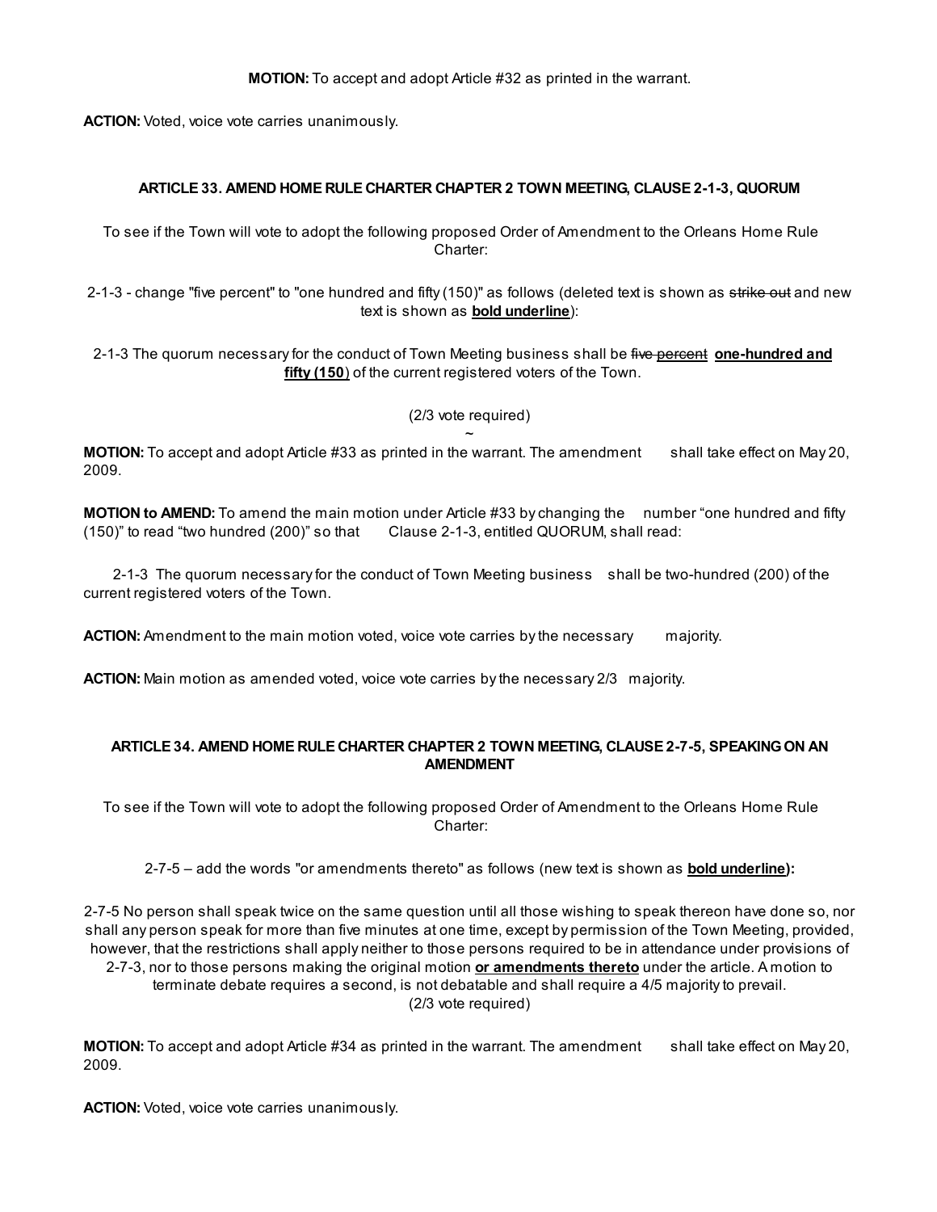**MOTION:** To accept and adopt Article #32 as printed in the warrant.

**ACTION:** Voted, voice vote carries unanimously.

### ARTICLE 33. AMEND HOME RULE CHARTER CHAPTER 2 TOWN MEETING, CLAUSE 2-1-3, QUORUM

To see if the Town will vote to adopt the following proposed Order of Amendment to the Orleans Home Rule Charter:

2-1-3 - change "five percent" to "one hundred and fifty (150)" as follows (deleted text is shown as ~~strike out~~ and new text is shown as **<u>bold underline</u>**):

2-1-3 The quorum necessary for the conduct of Town Meeting business shall be ~~five percent~~ **<u>one-hundred and fifty (150</u>**) of the current registered voters of the Town.

(2/3 vote required)

~

**MOTION:** To accept and adopt Article #33 as printed in the warrant. The amendment shall take effect on May 20, 2009.

**MOTION to AMEND:** To amend the main motion under Article #33 by changing the number "one hundred and fifty (150)" to read "two hundred (200)" so that Clause 2-1-3, entitled QUORUM, shall read:

2-1-3 The quorum necessary for the conduct of Town Meeting business shall be two-hundred (200) of the current registered voters of the Town.

**ACTION:** Amendment to the main motion voted, voice vote carries by the necessary majority.

**ACTION:** Main motion as amended voted, voice vote carries by the necessary 2/3 majority.

### ARTICLE 34. AMEND HOME RULE CHARTER CHAPTER 2 TOWN MEETING, CLAUSE 2-7-5, SPEAKING ON AN AMENDMENT

To see if the Town will vote to adopt the following proposed Order of Amendment to the Orleans Home Rule Charter:

2-7-5 – add the words "or amendments thereto" as follows (new text is shown as **<u>bold underline</u>**):

2-7-5 No person shall speak twice on the same question until all those wishing to speak thereon have done so, nor shall any person speak for more than five minutes at one time, except by permission of the Town Meeting, provided, however, that the restrictions shall apply neither to those persons required to be in attendance under provisions of 2-7-3, nor to those persons making the original motion **<u>or amendments thereto</u>** under the article. A motion to terminate debate requires a second, is not debatable and shall require a 4/5 majority to prevail.

(2/3 vote required)

**MOTION:** To accept and adopt Article #34 as printed in the warrant. The amendment shall take effect on May 20, 2009.

**ACTION:** Voted, voice vote carries unanimously.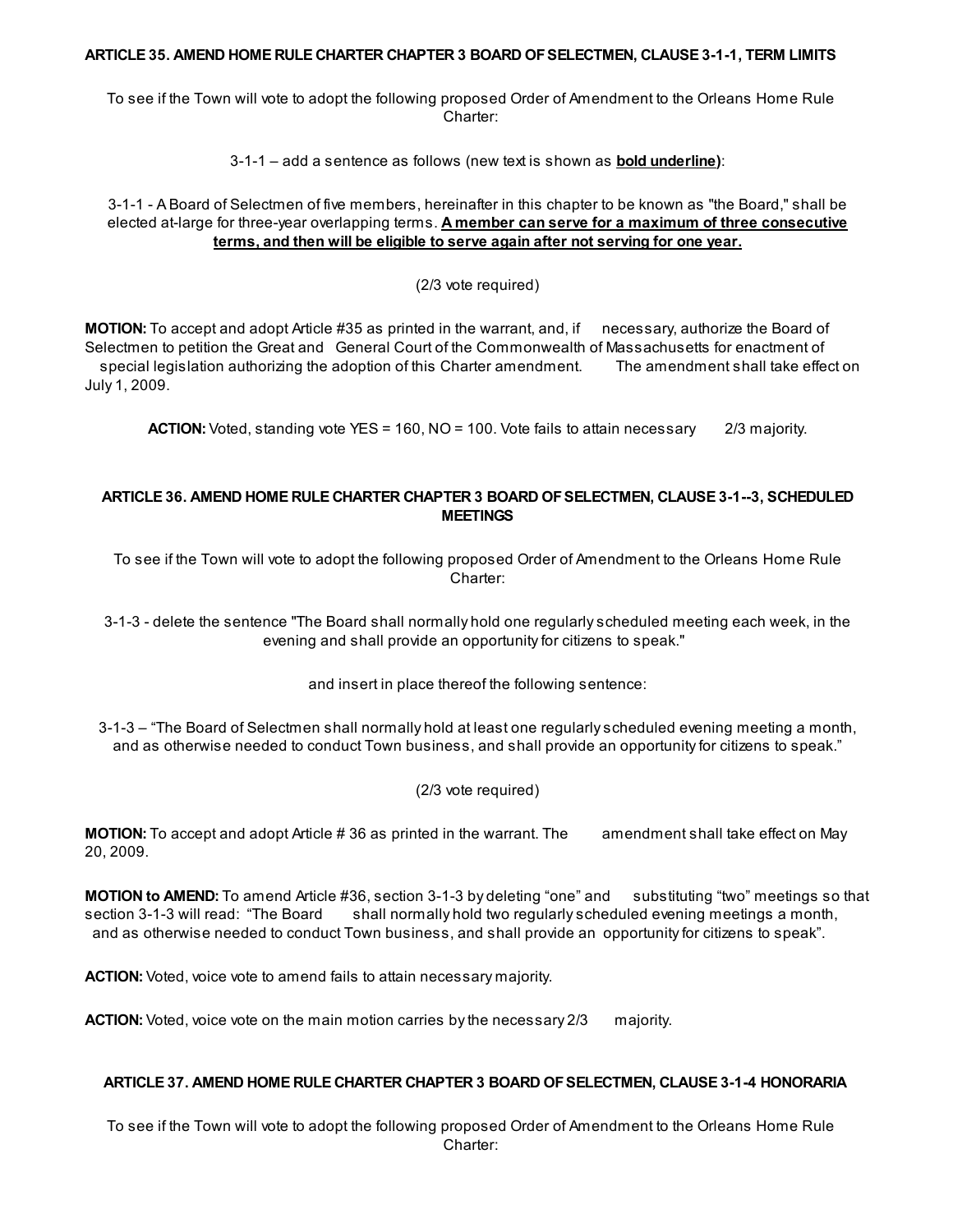**ARTICLE 35. AMEND HOME RULE CHARTER CHAPTER 3 BOARD OF SELECTMEN, CLAUSE 3-1-1, TERM LIMITS**

To see if the Town will vote to adopt the following proposed Order of Amendment to the Orleans Home Rule Charter:

3-1-1 – add a sentence as follows (new text is shown as **<u>bold underline</u>**):

3-1-1 - A Board of Selectmen of five members, hereinafter in this chapter to be known as "the Board," shall be elected at-large for three-year overlapping terms. **<u>A member can serve for a maximum of three consecutive terms, and then will be eligible to serve again after not serving for one year.</u>**

(2/3 vote required)

**MOTION:** To accept and adopt Article #35 as printed in the warrant, and, if necessary, authorize the Board of Selectmen to petition the Great and General Court of the Commonwealth of Massachusetts for enactment of special legislation authorizing the adoption of this Charter amendment. The amendment shall take effect on July 1, 2009.

**ACTION:** Voted, standing vote YES = 160, NO = 100. Vote fails to attain necessary 2/3 majority.

**ARTICLE 36. AMEND HOME RULE CHARTER CHAPTER 3 BOARD OF SELECTMEN, CLAUSE 3-1--3, SCHEDULED MEETINGS**

To see if the Town will vote to adopt the following proposed Order of Amendment to the Orleans Home Rule Charter:

3-1-3 - delete the sentence "The Board shall normally hold one regularly scheduled meeting each week, in the evening and shall provide an opportunity for citizens to speak."

and insert in place thereof the following sentence:

3-1-3 – "The Board of Selectmen shall normally hold at least one regularly scheduled evening meeting a month, and as otherwise needed to conduct Town business, and shall provide an opportunity for citizens to speak."

(2/3 vote required)

**MOTION:** To accept and adopt Article # 36 as printed in the warrant. The amendment shall take effect on May 20, 2009.

**MOTION to AMEND:** To amend Article #36, section 3-1-3 by deleting "one" and substituting "two" meetings so that section 3-1-3 will read: "The Board shall normally hold two regularly scheduled evening meetings a month, and as otherwise needed to conduct Town business, and shall provide an opportunity for citizens to speak".

**ACTION:** Voted, voice vote to amend fails to attain necessary majority.

**ACTION:** Voted, voice vote on the main motion carries by the necessary 2/3 majority.

**ARTICLE 37. AMEND HOME RULE CHARTER CHAPTER 3 BOARD OF SELECTMEN, CLAUSE 3-1-4 HONORARIA**

To see if the Town will vote to adopt the following proposed Order of Amendment to the Orleans Home Rule Charter: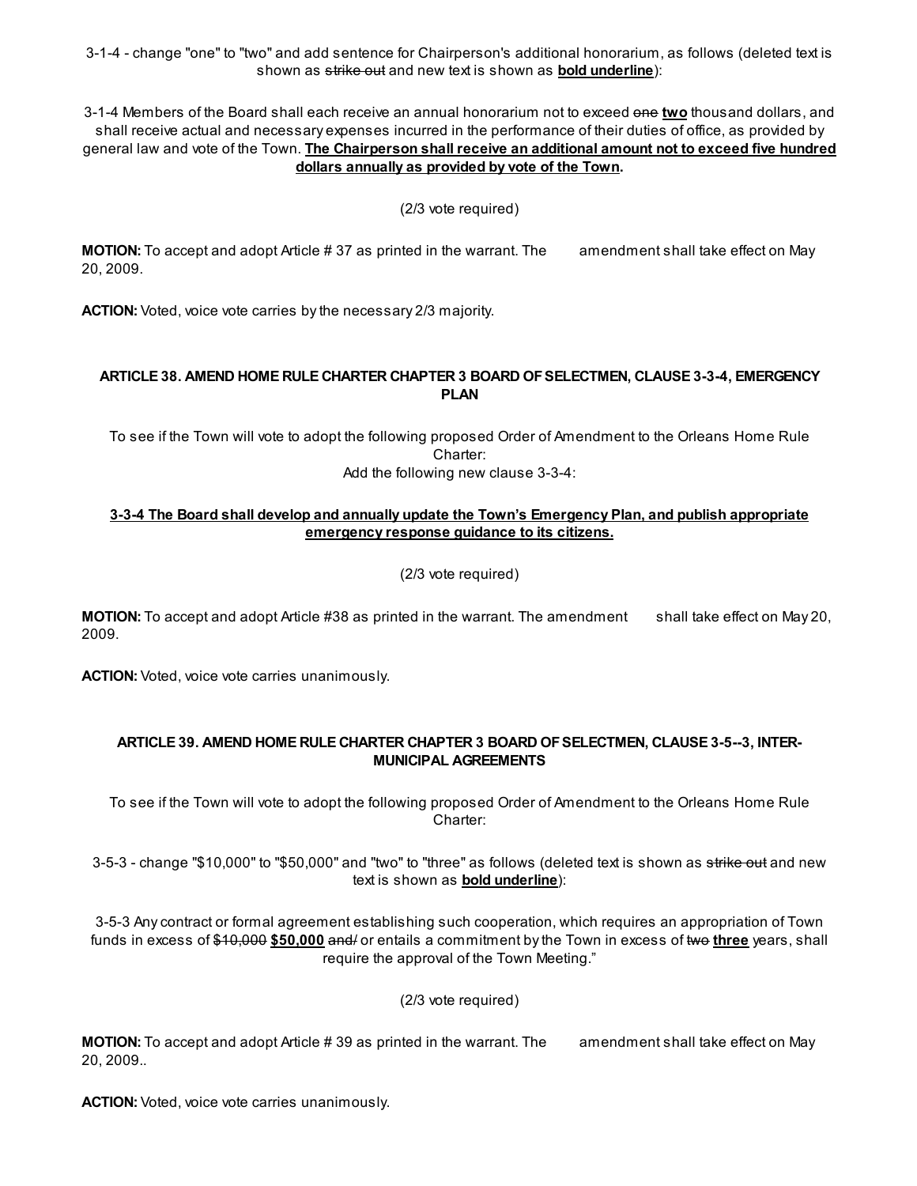3-1-4 - change "one" to "two" and add sentence for Chairperson's additional honorarium, as follows (deleted text is shown as ~~strike out~~ and new text is shown as **<u>bold underline</u>**):

3-1-4 Members of the Board shall each receive an annual honorarium not to exceed ~~one~~ **<u>two</u>** thousand dollars, and shall receive actual and necessary expenses incurred in the performance of their duties of office, as provided by general law and vote of the Town. **<u>The Chairperson shall receive an additional amount not to exceed five hundred dollars annually as provided by vote of the Town</u>.**

(2/3 vote required)

**MOTION:** To accept and adopt Article # 37 as printed in the warrant. The amendment shall take effect on May 20, 2009.

**ACTION:** Voted, voice vote carries by the necessary 2/3 majority.

### ARTICLE 38. AMEND HOME RULE CHARTER CHAPTER 3 BOARD OF SELECTMEN, CLAUSE 3-3-4, EMERGENCY PLAN

To see if the Town will vote to adopt the following proposed Order of Amendment to the Orleans Home Rule Charter:
Add the following new clause 3-3-4:

**<u>3-3-4 The Board shall develop and annually update the Town's Emergency Plan, and publish appropriate emergency response guidance to its citizens.</u>**

(2/3 vote required)

**MOTION:** To accept and adopt Article #38 as printed in the warrant. The amendment shall take effect on May 20, 2009.

**ACTION:** Voted, voice vote carries unanimously.

### ARTICLE 39. AMEND HOME RULE CHARTER CHAPTER 3 BOARD OF SELECTMEN, CLAUSE 3-5--3, INTER-MUNICIPAL AGREEMENTS

To see if the Town will vote to adopt the following proposed Order of Amendment to the Orleans Home Rule Charter:

3-5-3 - change "$10,000" to "$50,000" and "two" to "three" as follows (deleted text is shown as ~~strike out~~ and new text is shown as **<u>bold underline</u>**):

3-5-3 Any contract or formal agreement establishing such cooperation, which requires an appropriation of Town funds in excess of ~~$10,000~~ **<u>$50,000</u>** ~~and~~/ or entails a commitment by the Town in excess of ~~two~~ **<u>three</u>** years, shall require the approval of the Town Meeting."

(2/3 vote required)

**MOTION:** To accept and adopt Article # 39 as printed in the warrant. The amendment shall take effect on May 20, 2009..

**ACTION:** Voted, voice vote carries unanimously.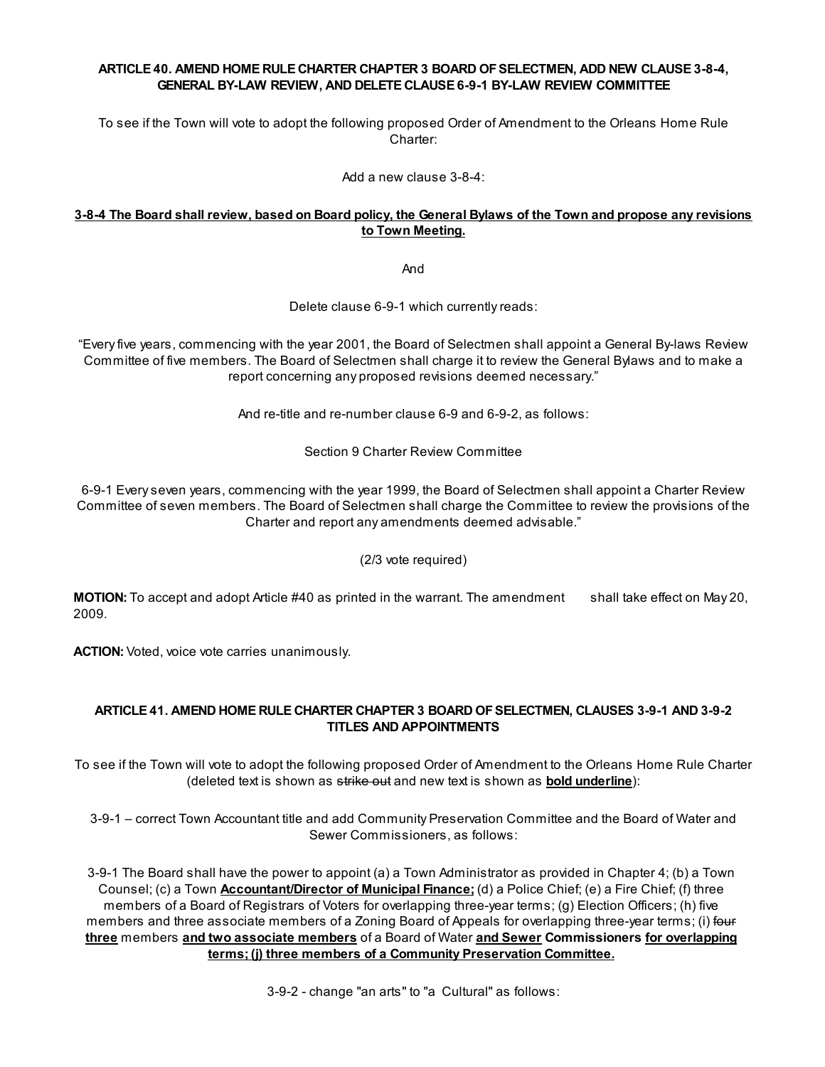**ARTICLE 40. AMEND HOME RULE CHARTER CHAPTER 3 BOARD OF SELECTMEN, ADD NEW CLAUSE 3-8-4, GENERAL BY-LAW REVIEW, AND DELETE CLAUSE 6-9-1 BY-LAW REVIEW COMMITTEE**

To see if the Town will vote to adopt the following proposed Order of Amendment to the Orleans Home Rule Charter:

Add a new clause 3-8-4:

<u>**3-8-4 The Board shall review, based on Board policy, the General Bylaws of the Town and propose any revisions to Town Meeting.**</u>

And

Delete clause 6-9-1 which currently reads:

"Every five years, commencing with the year 2001, the Board of Selectmen shall appoint a General By-laws Review Committee of five members. The Board of Selectmen shall charge it to review the General Bylaws and to make a report concerning any proposed revisions deemed necessary."

And re-title and re-number clause 6-9 and 6-9-2, as follows:

Section 9 Charter Review Committee

6-9-1 Every seven years, commencing with the year 1999, the Board of Selectmen shall appoint a Charter Review Committee of seven members. The Board of Selectmen shall charge the Committee to review the provisions of the Charter and report any amendments deemed advisable."

(2/3 vote required)

**MOTION:** To accept and adopt Article #40 as printed in the warrant. The amendment shall take effect on May 20, 2009.

**ACTION:** Voted, voice vote carries unanimously.

**ARTICLE 41. AMEND HOME RULE CHARTER CHAPTER 3 BOARD OF SELECTMEN, CLAUSES 3-9-1 AND 3-9-2 TITLES AND APPOINTMENTS**

To see if the Town will vote to adopt the following proposed Order of Amendment to the Orleans Home Rule Charter (deleted text is shown as ~~strike out~~ and new text is shown as <u>**bold underline**</u>):

3-9-1 – correct Town Accountant title and add Community Preservation Committee and the Board of Water and Sewer Commissioners, as follows:

3-9-1 The Board shall have the power to appoint (a) a Town Administrator as provided in Chapter 4; (b) a Town Counsel; (c) a Town <u>**Accountant/Director of Municipal Finance;**</u> (d) a Police Chief; (e) a Fire Chief; (f) three members of a Board of Registrars of Voters for overlapping three-year terms; (g) Election Officers; (h) five members and three associate members of a Zoning Board of Appeals for overlapping three-year terms; (i) ~~four~~ <u>**three**</u> members <u>**and two associate members**</u> of a Board of Water <u>**and Sewer**</u> **Commissioners** <u>**for overlapping terms; (j) three members of a Community Preservation Committee.**</u>

3-9-2 - change "an arts" to "a Cultural" as follows: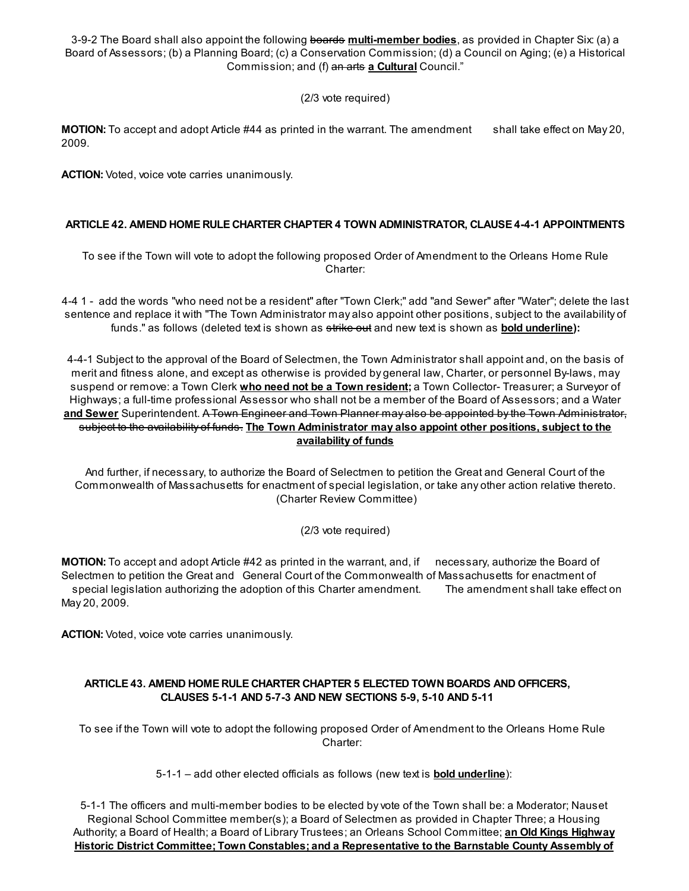3-9-2 The Board shall also appoint the following ~~boards~~ **<u>multi-member bodies</u>**, as provided in Chapter Six: (a) a Board of Assessors; (b) a Planning Board; (c) a Conservation Commission; (d) a Council on Aging; (e) a Historical Commission; and (f) ~~an arts~~ **<u>a Cultural</u>** Council."

(2/3 vote required)

**MOTION:** To accept and adopt Article #44 as printed in the warrant. The amendment shall take effect on May 20, 2009.

**ACTION:** Voted, voice vote carries unanimously.

**ARTICLE 42. AMEND HOME RULE CHARTER CHAPTER 4 TOWN ADMINISTRATOR, CLAUSE 4-4-1 APPOINTMENTS**

To see if the Town will vote to adopt the following proposed Order of Amendment to the Orleans Home Rule Charter:

4-4 1 - add the words "who need not be a resident" after "Town Clerk;" add "and Sewer" after "Water"; delete the last sentence and replace it with "The Town Administrator may also appoint other positions, subject to the availability of funds." as follows (deleted text is shown as ~~strike out~~ and new text is shown as **<u>bold underline</u>):**

4-4-1 Subject to the approval of the Board of Selectmen, the Town Administrator shall appoint and, on the basis of merit and fitness alone, and except as otherwise is provided by general law, Charter, or personnel By-laws, may suspend or remove: a Town Clerk **<u>who need not be a Town resident;</u>** a Town Collector- Treasurer; a Surveyor of Highways; a full-time professional Assessor who shall not be a member of the Board of Assessors; and a Water **<u>and Sewer</u>** Superintendent. ~~A Town Engineer and Town Planner may also be appointed by the Town Administrator, subject to the availability of funds.~~ **<u>The Town Administrator may also appoint other positions, subject to the availability of funds</u>**

And further, if necessary, to authorize the Board of Selectmen to petition the Great and General Court of the Commonwealth of Massachusetts for enactment of special legislation, or take any other action relative thereto. (Charter Review Committee)

(2/3 vote required)

**MOTION:** To accept and adopt Article #42 as printed in the warrant, and, if necessary, authorize the Board of Selectmen to petition the Great and General Court of the Commonwealth of Massachusetts for enactment of special legislation authorizing the adoption of this Charter amendment. The amendment shall take effect on May 20, 2009.

**ACTION:** Voted, voice vote carries unanimously.

**ARTICLE 43. AMEND HOME RULE CHARTER CHAPTER 5 ELECTED TOWN BOARDS AND OFFICERS, CLAUSES 5-1-1 AND 5-7-3 AND NEW SECTIONS 5-9, 5-10 AND 5-11**

To see if the Town will vote to adopt the following proposed Order of Amendment to the Orleans Home Rule Charter:

5-1-1 – add other elected officials as follows (new text is **<u>bold underline</u>**):

5-1-1 The officers and multi-member bodies to be elected by vote of the Town shall be: a Moderator; Nauset Regional School Committee member(s); a Board of Selectmen as provided in Chapter Three; a Housing Authority; a Board of Health; a Board of Library Trustees; an Orleans School Committee; **<u>an Old Kings Highway Historic District Committee; Town Constables; and a Representative to the Barnstable County Assembly of</u>**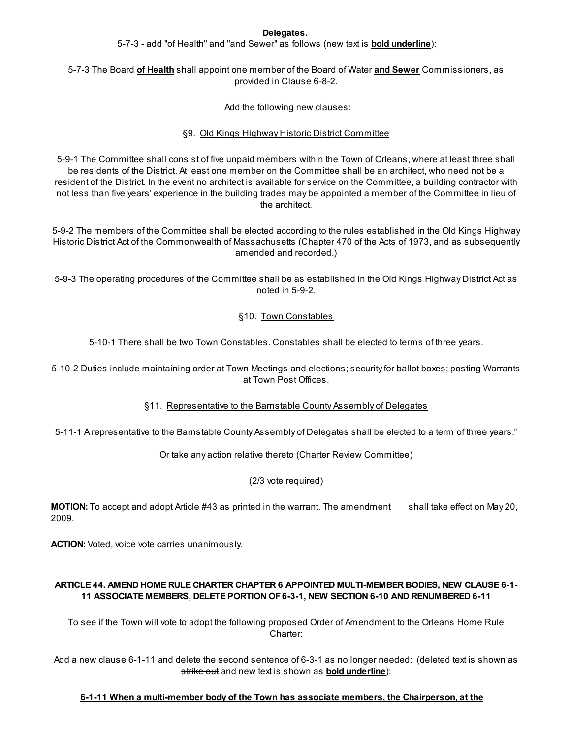**Delegates.**

5-7-3 - add "of Health" and "and Sewer" as follows (new text is **<u>bold underline</u>**):

5-7-3 The Board **<u>of Health</u>** shall appoint one member of the Board of Water **<u>and Sewer</u>** Commissioners, as provided in Clause 6-8-2.

Add the following new clauses:

§9. <u>Old Kings Highway Historic District Committee</u>

5-9-1 The Committee shall consist of five unpaid members within the Town of Orleans, where at least three shall be residents of the District. At least one member on the Committee shall be an architect, who need not be a resident of the District. In the event no architect is available for service on the Committee, a building contractor with not less than five years' experience in the building trades may be appointed a member of the Committee in lieu of the architect.

5-9-2 The members of the Committee shall be elected according to the rules established in the Old Kings Highway Historic District Act of the Commonwealth of Massachusetts (Chapter 470 of the Acts of 1973, and as subsequently amended and recorded.)

5-9-3 The operating procedures of the Committee shall be as established in the Old Kings Highway District Act as noted in 5-9-2.

§10. <u>Town Constables</u>

5-10-1 There shall be two Town Constables. Constables shall be elected to terms of three years.

5-10-2 Duties include maintaining order at Town Meetings and elections; security for ballot boxes; posting Warrants at Town Post Offices.

§11. <u>Representative to the Barnstable County Assembly of Delegates</u>

5-11-1 A representative to the Barnstable County Assembly of Delegates shall be elected to a term of three years."

Or take any action relative thereto (Charter Review Committee)

(2/3 vote required)

**MOTION:** To accept and adopt Article #43 as printed in the warrant. The amendment shall take effect on May 20, 2009.

**ACTION:** Voted, voice vote carries unanimously.

**ARTICLE 44. AMEND HOME RULE CHARTER CHAPTER 6 APPOINTED MULTI-MEMBER BODIES, NEW CLAUSE 6-1-11 ASSOCIATE MEMBERS, DELETE PORTION OF 6-3-1, NEW SECTION 6-10 AND RENUMBERED 6-11**

To see if the Town will vote to adopt the following proposed Order of Amendment to the Orleans Home Rule Charter:

Add a new clause 6-1-11 and delete the second sentence of 6-3-1 as no longer needed: (deleted text is shown as ~~strike out~~ and new text is shown as **<u>bold underline</u>**):

**<u>6-1-11 When a multi-member body of the Town has associate members, the Chairperson, at the</u>**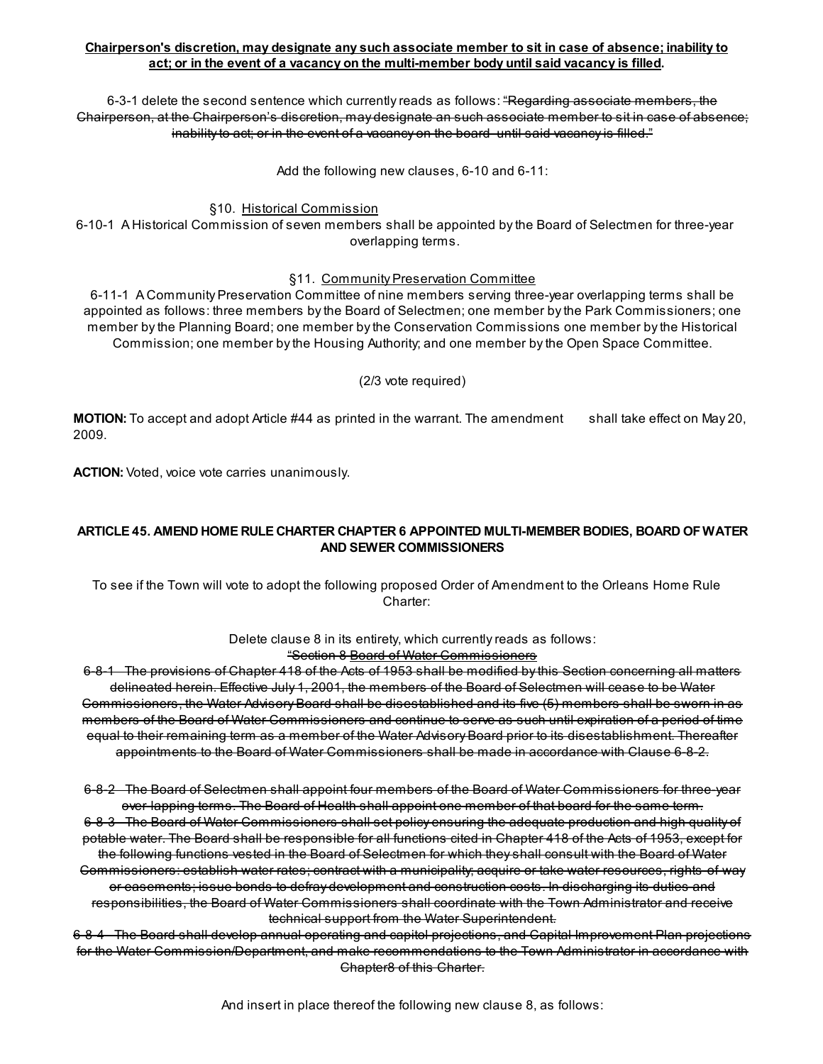**<u>Chairperson's discretion, may designate any such associate member to sit in case of absence; inability to act; or in the event of a vacancy on the multi-member body until said vacancy is filled</u>.**

6-3-1 delete the second sentence which currently reads as follows: ~~"Regarding associate members, the Chairperson, at the Chairperson's discretion, may designate an such associate member to sit in case of absence; inability to act; or in the event of a vacancy on the board until said vacancy is filled."~~

Add the following new clauses, 6-10 and 6-11:

§10. <u>Historical Commission</u>

6-10-1 A Historical Commission of seven members shall be appointed by the Board of Selectmen for three-year overlapping terms.

§11. <u>Community Preservation Committee</u>

6-11-1 A Community Preservation Committee of nine members serving three-year overlapping terms shall be appointed as follows: three members by the Board of Selectmen; one member by the Park Commissioners; one member by the Planning Board; one member by the Conservation Commissions one member by the Historical Commission; one member by the Housing Authority; and one member by the Open Space Committee.

(2/3 vote required)

**MOTION:** To accept and adopt Article #44 as printed in the warrant. The amendment shall take effect on May 20, 2009.

**ACTION:** Voted, voice vote carries unanimously.

### ARTICLE 45. AMEND HOME RULE CHARTER CHAPTER 6 APPOINTED MULTI-MEMBER BODIES, BOARD OF WATER AND SEWER COMMISSIONERS

To see if the Town will vote to adopt the following proposed Order of Amendment to the Orleans Home Rule Charter:

Delete clause 8 in its entirety, which currently reads as follows:

~~"Section 8 Board of Water Commissioners~~

~~6-8-1 The provisions of Chapter 418 of the Acts of 1953 shall be modified by this Section concerning all matters delineated herein. Effective July 1, 2001, the members of the Board of Selectmen will cease to be Water Commissioners, the Water Advisory Board shall be disestablished and its five (5) members shall be sworn in as members of the Board of Water Commissioners and continue to serve as such until expiration of a period of time equal to their remaining term as a member of the Water Advisory Board prior to its disestablishment. Thereafter appointments to the Board of Water Commissioners shall be made in accordance with Clause 6-8-2.~~

~~6-8-2 The Board of Selectmen shall appoint four members of the Board of Water Commissioners for three-year over-lapping terms. The Board of Health shall appoint one member of that board for the same term.~~

~~6-8-3 The Board of Water Commissioners shall set policy ensuring the adequate production and high quality of potable water. The Board shall be responsible for all functions cited in Chapter 418 of the Acts of 1953, except for the following functions vested in the Board of Selectmen for which they shall consult with the Board of Water Commissioners: establish water rates; contract with a municipality; acquire or take water resources, rights-of-way or easements; issue bonds to defray development and construction costs. In discharging its duties and responsibilities, the Board of Water Commissioners shall coordinate with the Town Administrator and receive technical support from the Water Superintendent.~~

~~6-8-4 The Board shall develop annual operating and capitol projections, and Capital Improvement Plan projections for the Water Commission/Department, and make recommendations to the Town Administrator in accordance with Chapter8 of this Charter.~~

And insert in place thereof the following new clause 8, as follows: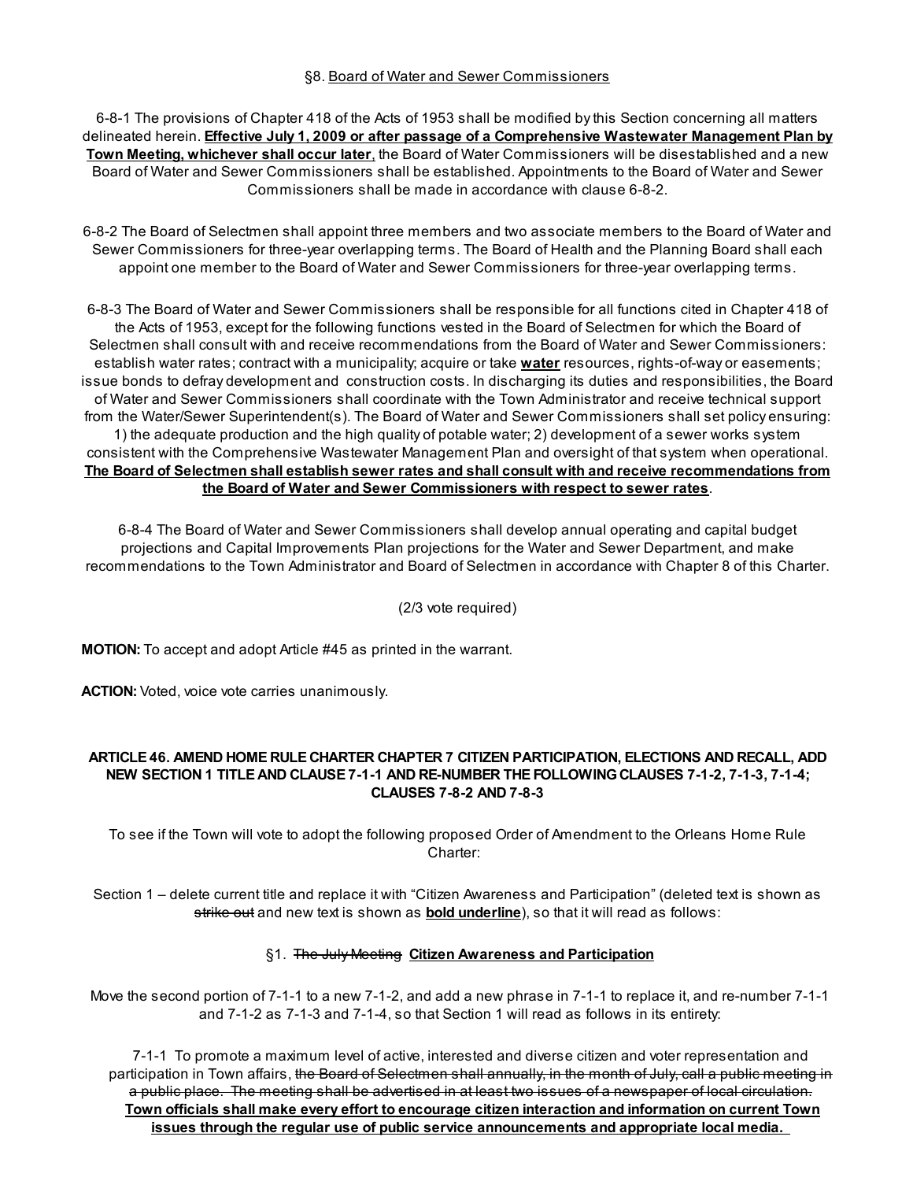§8. <u>Board of Water and Sewer Commissioners</u>

6-8-1 The provisions of Chapter 418 of the Acts of 1953 shall be modified by this Section concerning all matters delineated herein. **<u>Effective July 1, 2009 or after passage of a Comprehensive Wastewater Management Plan by Town Meeting, whichever shall occur later</u>**, the Board of Water Commissioners will be disestablished and a new Board of Water and Sewer Commissioners shall be established. Appointments to the Board of Water and Sewer Commissioners shall be made in accordance with clause 6-8-2.

6-8-2 The Board of Selectmen shall appoint three members and two associate members to the Board of Water and Sewer Commissioners for three-year overlapping terms. The Board of Health and the Planning Board shall each appoint one member to the Board of Water and Sewer Commissioners for three-year overlapping terms.

6-8-3 The Board of Water and Sewer Commissioners shall be responsible for all functions cited in Chapter 418 of the Acts of 1953, except for the following functions vested in the Board of Selectmen for which the Board of Selectmen shall consult with and receive recommendations from the Board of Water and Sewer Commissioners: establish water rates; contract with a municipality; acquire or take **<u>water</u>** resources, rights-of-way or easements; issue bonds to defray development and construction costs. In discharging its duties and responsibilities, the Board of Water and Sewer Commissioners shall coordinate with the Town Administrator and receive technical support from the Water/Sewer Superintendent(s). The Board of Water and Sewer Commissioners shall set policy ensuring: 1) the adequate production and the high quality of potable water; 2) development of a sewer works system consistent with the Comprehensive Wastewater Management Plan and oversight of that system when operational. **<u>The Board of Selectmen shall establish sewer rates and shall consult with and receive recommendations from the Board of Water and Sewer Commissioners with respect to sewer rates</u>**.

6-8-4 The Board of Water and Sewer Commissioners shall develop annual operating and capital budget projections and Capital Improvements Plan projections for the Water and Sewer Department, and make recommendations to the Town Administrator and Board of Selectmen in accordance with Chapter 8 of this Charter.

(2/3 vote required)

**MOTION:** To accept and adopt Article #45 as printed in the warrant.

**ACTION:** Voted, voice vote carries unanimously.

**ARTICLE 46. AMEND HOME RULE CHARTER CHAPTER 7 CITIZEN PARTICIPATION, ELECTIONS AND RECALL, ADD NEW SECTION 1 TITLE AND CLAUSE 7-1-1 AND RE-NUMBER THE FOLLOWING CLAUSES 7-1-2, 7-1-3, 7-1-4; CLAUSES 7-8-2 AND 7-8-3**

To see if the Town will vote to adopt the following proposed Order of Amendment to the Orleans Home Rule Charter:

Section 1 – delete current title and replace it with "Citizen Awareness and Participation" (deleted text is shown as ~~strike out~~ and new text is shown as **<u>bold underline</u>**), so that it will read as follows:

§1. ~~The July Meeting~~ **<u>Citizen Awareness and Participation</u>**

Move the second portion of 7-1-1 to a new 7-1-2, and add a new phrase in 7-1-1 to replace it, and re-number 7-1-1 and 7-1-2 as 7-1-3 and 7-1-4, so that Section 1 will read as follows in its entirety:

7-1-1 To promote a maximum level of active, interested and diverse citizen and voter representation and participation in Town affairs, ~~the Board of Selectmen shall annually, in the month of July, call a public meeting in a public place. The meeting shall be advertised in at least two issues of a newspaper of local circulation.~~ **<u>Town officials shall make every effort to encourage citizen interaction and information on current Town issues through the regular use of public service announcements and appropriate local media.</u>**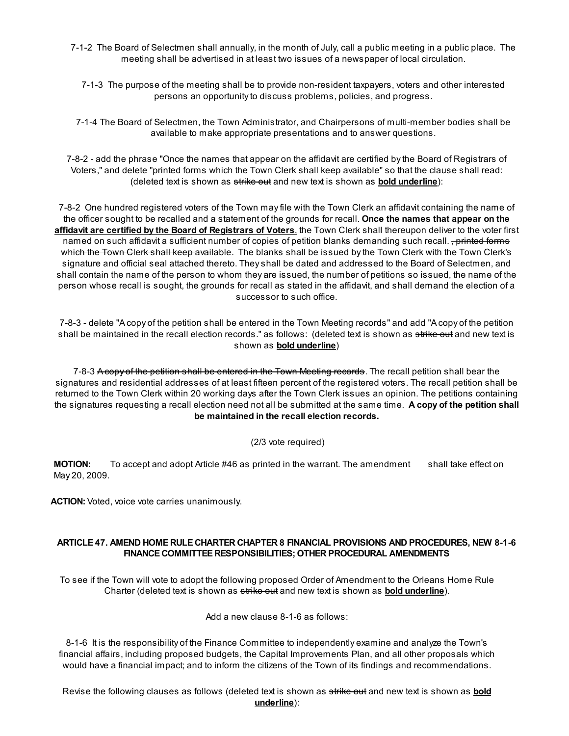7-1-2 The Board of Selectmen shall annually, in the month of July, call a public meeting in a public place. The meeting shall be advertised in at least two issues of a newspaper of local circulation.

7-1-3 The purpose of the meeting shall be to provide non-resident taxpayers, voters and other interested persons an opportunity to discuss problems, policies, and progress.

7-1-4 The Board of Selectmen, the Town Administrator, and Chairpersons of multi-member bodies shall be available to make appropriate presentations and to answer questions.

7-8-2 - add the phrase "Once the names that appear on the affidavit are certified by the Board of Registrars of Voters," and delete "printed forms which the Town Clerk shall keep available" so that the clause shall read: (deleted text is shown as ~~strike out~~ and new text is shown as **<u>bold underline</u>**):

7-8-2 One hundred registered voters of the Town may file with the Town Clerk an affidavit containing the name of the officer sought to be recalled and a statement of the grounds for recall. **<u>Once the names that appear on the affidavit are certified by the Board of Registrars of Voters</u>**, the Town Clerk shall thereupon deliver to the voter first named on such affidavit a sufficient number of copies of petition blanks demanding such recall. ~~, printed forms which the Town Clerk shall keep available~~. The blanks shall be issued by the Town Clerk with the Town Clerk's signature and official seal attached thereto. They shall be dated and addressed to the Board of Selectmen, and shall contain the name of the person to whom they are issued, the number of petitions so issued, the name of the person whose recall is sought, the grounds for recall as stated in the affidavit, and shall demand the election of a successor to such office.

7-8-3 - delete "A copy of the petition shall be entered in the Town Meeting records" and add "A copy of the petition shall be maintained in the recall election records." as follows: (deleted text is shown as ~~strike out~~ and new text is shown as **<u>bold underline</u>**)

7-8-3 ~~A copy of the petition shall be entered in the Town Meeting records~~. The recall petition shall bear the signatures and residential addresses of at least fifteen percent of the registered voters. The recall petition shall be returned to the Town Clerk within 20 working days after the Town Clerk issues an opinion. The petitions containing the signatures requesting a recall election need not all be submitted at the same time. **A copy of the petition shall be maintained in the recall election records.**

(2/3 vote required)

**MOTION:** To accept and adopt Article #46 as printed in the warrant. The amendment shall take effect on May 20, 2009.

**ACTION:** Voted, voice vote carries unanimously.

**ARTICLE 47. AMEND HOME RULE CHARTER CHAPTER 8 FINANCIAL PROVISIONS AND PROCEDURES, NEW 8-1-6 FINANCE COMMITTEE RESPONSIBILITIES; OTHER PROCEDURAL AMENDMENTS**

To see if the Town will vote to adopt the following proposed Order of Amendment to the Orleans Home Rule Charter (deleted text is shown as ~~strike out~~ and new text is shown as **<u>bold underline</u>**).

Add a new clause 8-1-6 as follows:

8-1-6 It is the responsibility of the Finance Committee to independently examine and analyze the Town's financial affairs, including proposed budgets, the Capital Improvements Plan, and all other proposals which would have a financial impact; and to inform the citizens of the Town of its findings and recommendations.

Revise the following clauses as follows (deleted text is shown as ~~strike out~~ and new text is shown as **<u>bold underline</u>**):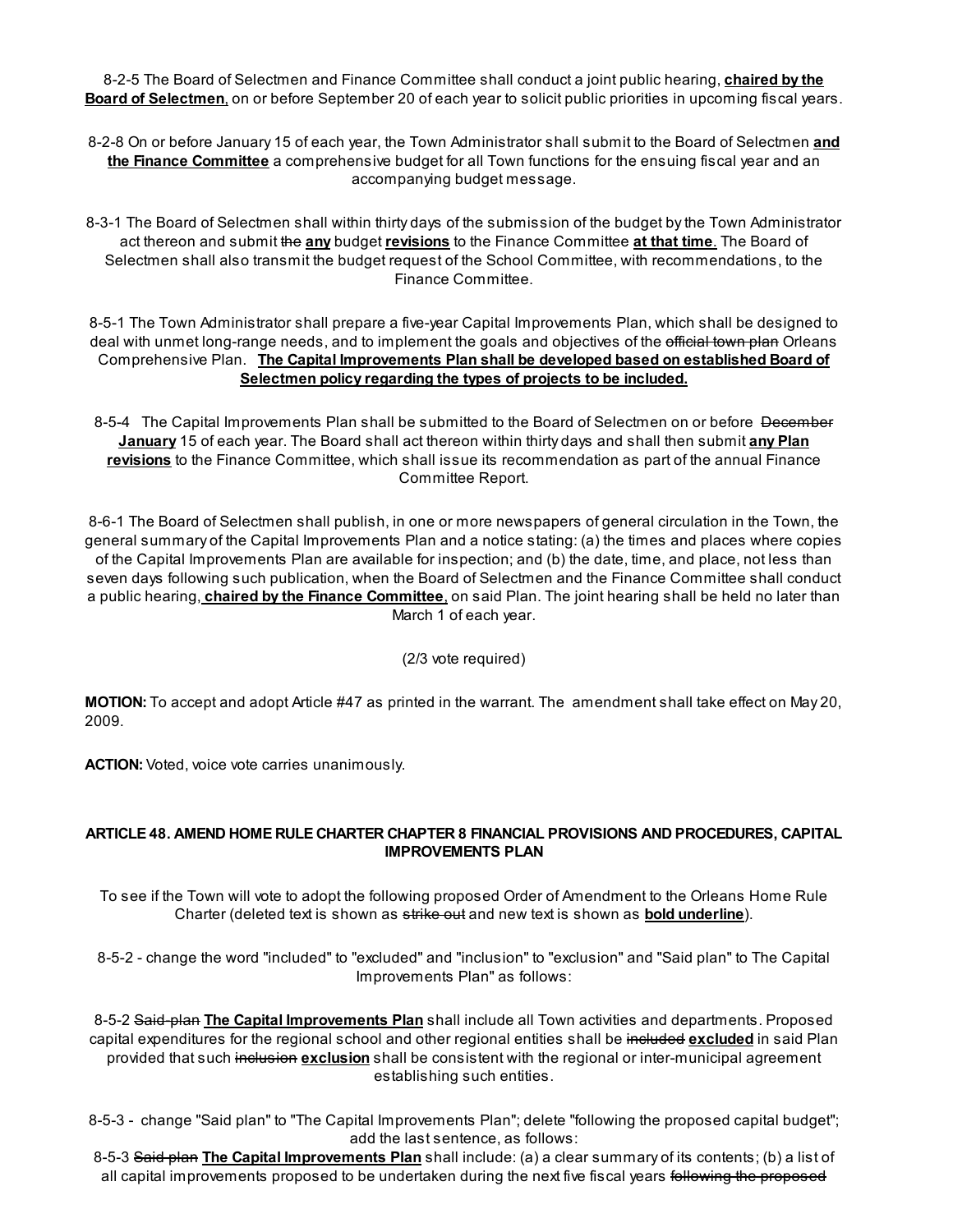8-2-5 The Board of Selectmen and Finance Committee shall conduct a joint public hearing, **<u>chaired by the Board of Selectmen</u>**, on or before September 20 of each year to solicit public priorities in upcoming fiscal years.

8-2-8 On or before January 15 of each year, the Town Administrator shall submit to the Board of Selectmen **<u>and the Finance Committee</u>** a comprehensive budget for all Town functions for the ensuing fiscal year and an accompanying budget message.

8-3-1 The Board of Selectmen shall within thirty days of the submission of the budget by the Town Administrator act thereon and submit ~~the~~ **<u>any</u>** budget **<u>revisions</u>** to the Finance Committee **<u>at that time</u>**. The Board of Selectmen shall also transmit the budget request of the School Committee, with recommendations, to the Finance Committee.

8-5-1 The Town Administrator shall prepare a five-year Capital Improvements Plan, which shall be designed to deal with unmet long-range needs, and to implement the goals and objectives of the ~~official town plan~~ Orleans Comprehensive Plan. **<u>The Capital Improvements Plan shall be developed based on established Board of Selectmen policy regarding the types of projects to be included.</u>**

8-5-4 The Capital Improvements Plan shall be submitted to the Board of Selectmen on or before ~~December~~ **<u>January</u>** 15 of each year. The Board shall act thereon within thirty days and shall then submit **<u>any Plan revisions</u>** to the Finance Committee, which shall issue its recommendation as part of the annual Finance Committee Report.

8-6-1 The Board of Selectmen shall publish, in one or more newspapers of general circulation in the Town, the general summary of the Capital Improvements Plan and a notice stating: (a) the times and places where copies of the Capital Improvements Plan are available for inspection; and (b) the date, time, and place, not less than seven days following such publication, when the Board of Selectmen and the Finance Committee shall conduct a public hearing, **<u>chaired by the Finance Committee</u>**, on said Plan. The joint hearing shall be held no later than March 1 of each year.

(2/3 vote required)

**MOTION:** To accept and adopt Article #47 as printed in the warrant. The amendment shall take effect on May 20, 2009.

**ACTION:** Voted, voice vote carries unanimously.

### ARTICLE 48. AMEND HOME RULE CHARTER CHAPTER 8 FINANCIAL PROVISIONS AND PROCEDURES, CAPITAL IMPROVEMENTS PLAN

To see if the Town will vote to adopt the following proposed Order of Amendment to the Orleans Home Rule Charter (deleted text is shown as ~~strike out~~ and new text is shown as **<u>bold underline</u>**).

8-5-2 - change the word "included" to "excluded" and "inclusion" to "exclusion" and "Said plan" to The Capital Improvements Plan" as follows:

8-5-2 ~~Said plan~~ **<u>The Capital Improvements Plan</u>** shall include all Town activities and departments. Proposed capital expenditures for the regional school and other regional entities shall be ~~included~~ **<u>excluded</u>** in said Plan provided that such ~~inclusion~~ **<u>exclusion</u>** shall be consistent with the regional or inter-municipal agreement establishing such entities.

8-5-3 - change "Said plan" to "The Capital Improvements Plan"; delete "following the proposed capital budget"; add the last sentence, as follows:

8-5-3 ~~Said plan~~ **<u>The Capital Improvements Plan</u>** shall include: (a) a clear summary of its contents; (b) a list of all capital improvements proposed to be undertaken during the next five fiscal years ~~following the proposed~~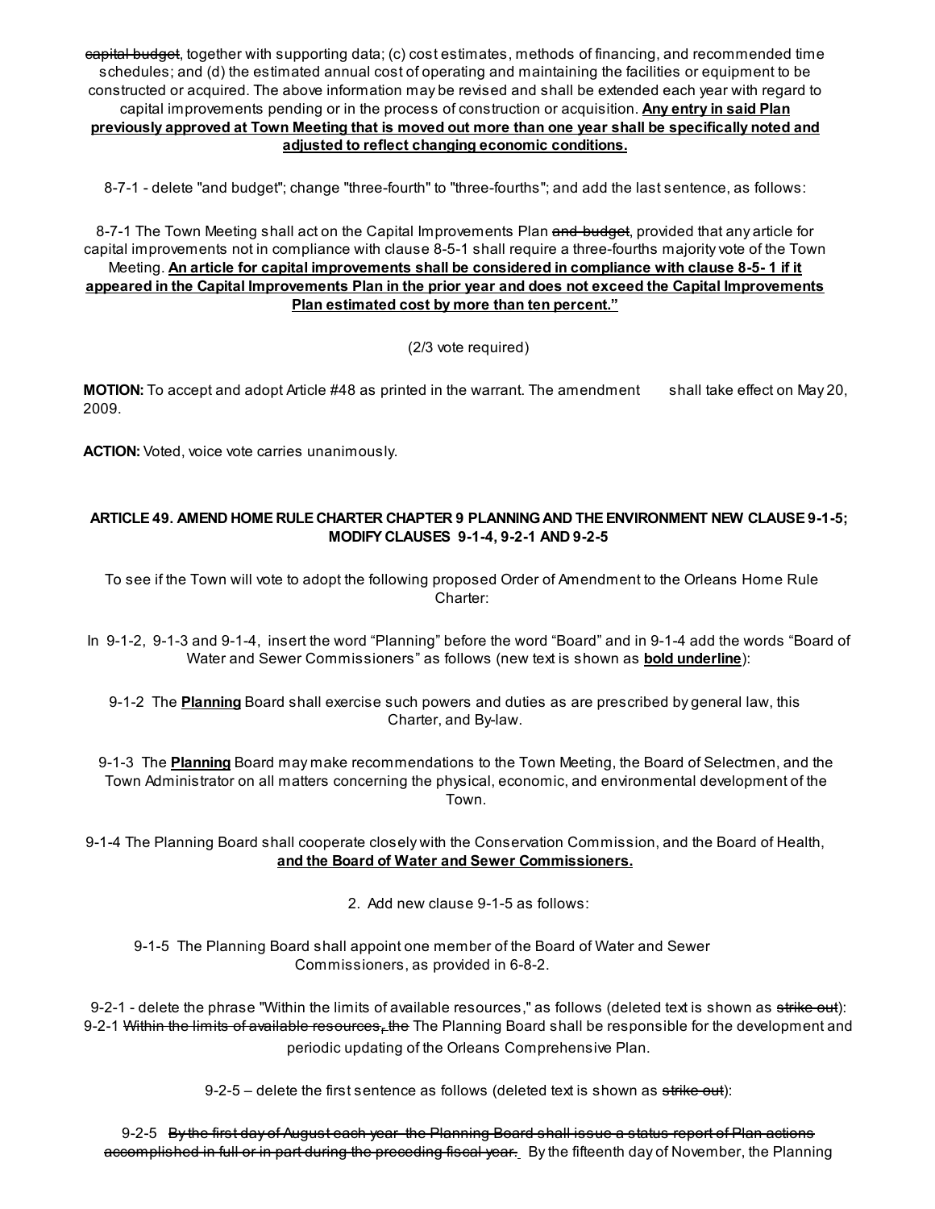~~capital budget~~, together with supporting data; (c) cost estimates, methods of financing, and recommended time schedules; and (d) the estimated annual cost of operating and maintaining the facilities or equipment to be constructed or acquired. The above information may be revised and shall be extended each year with regard to capital improvements pending or in the process of construction or acquisition. <u>**Any entry in said Plan previously approved at Town Meeting that is moved out more than one year shall be specifically noted and adjusted to reflect changing economic conditions.**</u>

8-7-1 - delete "and budget"; change "three-fourth" to "three-fourths"; and add the last sentence, as follows:

8-7-1 The Town Meeting shall act on the Capital Improvements Plan ~~and budget~~, provided that any article for capital improvements not in compliance with clause 8-5-1 shall require a three-fourths majority vote of the Town Meeting. <u>**An article for capital improvements shall be considered in compliance with clause 8-5- 1 if it appeared in the Capital Improvements Plan in the prior year and does not exceed the Capital Improvements Plan estimated cost by more than ten percent."**</u>

(2/3 vote required)

**MOTION:** To accept and adopt Article #48 as printed in the warrant. The amendment shall take effect on May 20, 2009.

**ACTION:** Voted, voice vote carries unanimously.

**ARTICLE 49. AMEND HOME RULE CHARTER CHAPTER 9 PLANNING AND THE ENVIRONMENT NEW CLAUSE 9-1-5; MODIFY CLAUSES 9-1-4, 9-2-1 AND 9-2-5**

To see if the Town will vote to adopt the following proposed Order of Amendment to the Orleans Home Rule Charter:

In 9-1-2, 9-1-3 and 9-1-4, insert the word "Planning" before the word "Board" and in 9-1-4 add the words "Board of Water and Sewer Commissioners" as follows (new text is shown as <u>**bold underline**</u>):

9-1-2 The <u>**Planning**</u> Board shall exercise such powers and duties as are prescribed by general law, this Charter, and By-law.

9-1-3 The <u>**Planning**</u> Board may make recommendations to the Town Meeting, the Board of Selectmen, and the Town Administrator on all matters concerning the physical, economic, and environmental development of the Town.

9-1-4 The Planning Board shall cooperate closely with the Conservation Commission, and the Board of Health, <u>**and the Board of Water and Sewer Commissioners.**</u>

2. Add new clause 9-1-5 as follows:

9-1-5 The Planning Board shall appoint one member of the Board of Water and Sewer Commissioners, as provided in 6-8-2.

9-2-1 - delete the phrase "Within the limits of available resources," as follows (deleted text is shown as ~~strike-out~~):
9-2-1 ~~Within the limits of available resources, the~~ The Planning Board shall be responsible for the development and periodic updating of the Orleans Comprehensive Plan.

9-2-5 – delete the first sentence as follows (deleted text is shown as ~~strike-out~~):

9-2-5 ~~By the first day of August each year the Planning Board shall issue a status report of Plan actions accomplished in full or in part during the preceding fiscal year.~~ By the fifteenth day of November, the Planning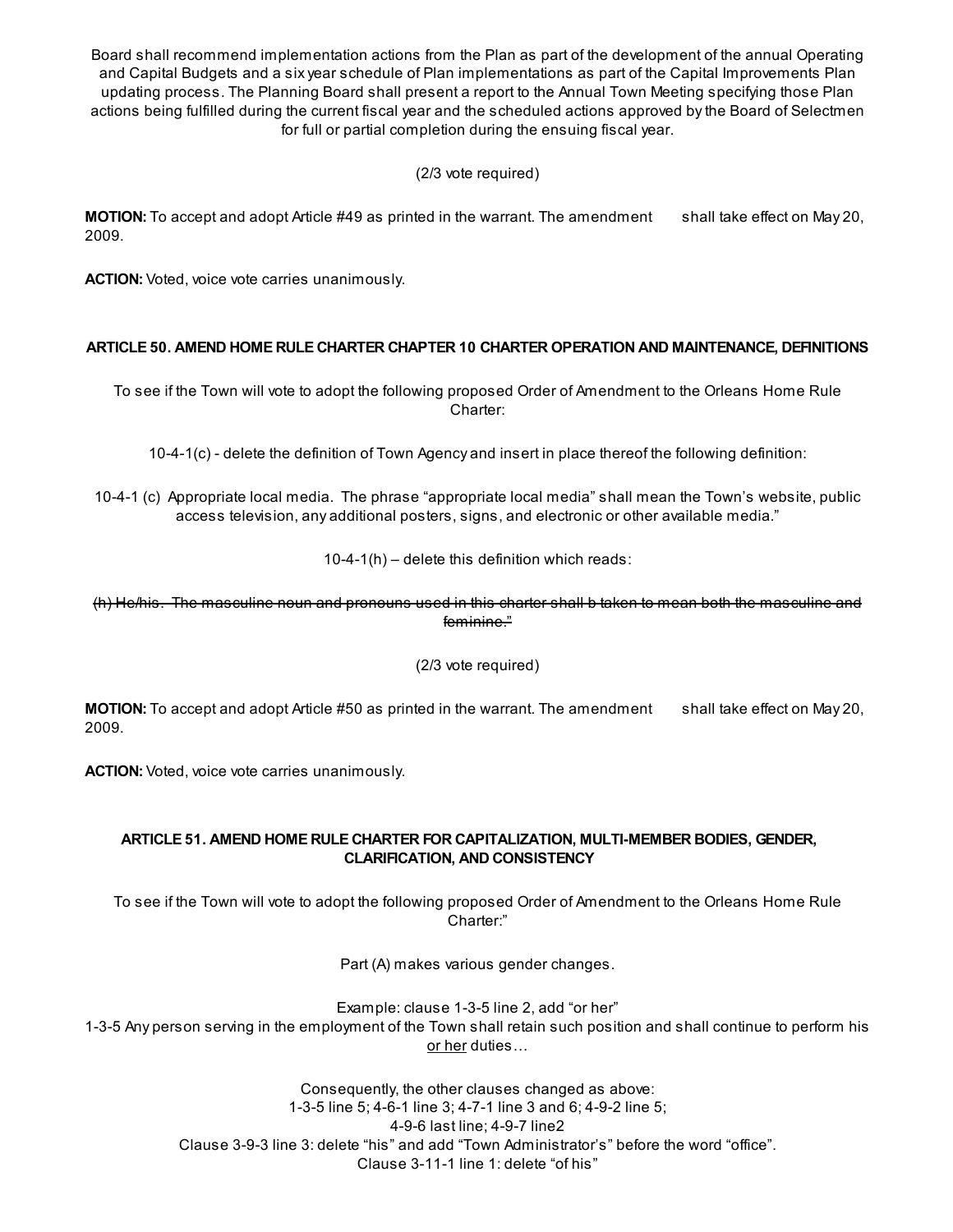Board shall recommend implementation actions from the Plan as part of the development of the annual Operating and Capital Budgets and a six year schedule of Plan implementations as part of the Capital Improvements Plan updating process. The Planning Board shall present a report to the Annual Town Meeting specifying those Plan actions being fulfilled during the current fiscal year and the scheduled actions approved by the Board of Selectmen for full or partial completion during the ensuing fiscal year.

(2/3 vote required)

**MOTION:** To accept and adopt Article #49 as printed in the warrant. The amendment shall take effect on May 20, 2009.

**ACTION:** Voted, voice vote carries unanimously.

### ARTICLE 50. AMEND HOME RULE CHARTER CHAPTER 10 CHARTER OPERATION AND MAINTENANCE, DEFINITIONS

To see if the Town will vote to adopt the following proposed Order of Amendment to the Orleans Home Rule Charter:

10-4-1(c) - delete the definition of Town Agency and insert in place thereof the following definition:

10-4-1 (c) Appropriate local media. The phrase “appropriate local media” shall mean the Town’s website, public access television, any additional posters, signs, and electronic or other available media.”

10-4-1(h) – delete this definition which reads:

~~(h) He/his. The masculine noun and pronouns used in this charter shall b taken to mean both the masculine and feminine.”~~

(2/3 vote required)

**MOTION:** To accept and adopt Article #50 as printed in the warrant. The amendment shall take effect on May 20, 2009.

**ACTION:** Voted, voice vote carries unanimously.

### ARTICLE 51. AMEND HOME RULE CHARTER FOR CAPITALIZATION, MULTI-MEMBER BODIES, GENDER, CLARIFICATION, AND CONSISTENCY

To see if the Town will vote to adopt the following proposed Order of Amendment to the Orleans Home Rule Charter:”

Part (A) makes various gender changes.

Example: clause 1-3-5 line 2, add “or her”

1-3-5 Any person serving in the employment of the Town shall retain such position and shall continue to perform his <u>or her</u> duties…

Consequently, the other clauses changed as above:

1-3-5 line 5; 4-6-1 line 3; 4-7-1 line 3 and 6; 4-9-2 line 5;

4-9-6 last line; 4-9-7 line2

Clause 3-9-3 line 3: delete “his” and add “Town Administrator’s” before the word “office”.

Clause 3-11-1 line 1: delete “of his”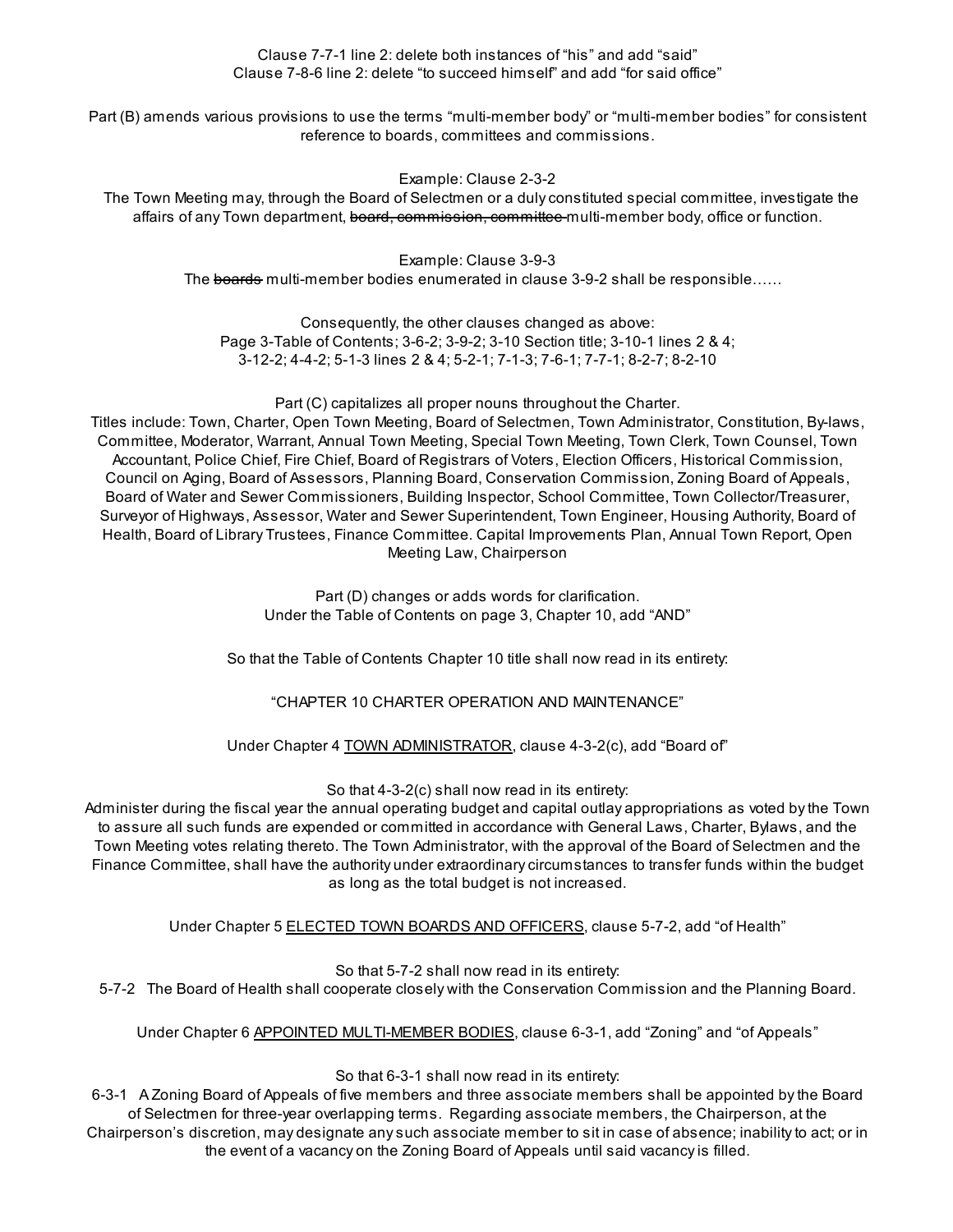Clause 7-7-1 line 2: delete both instances of "his" and add "said"
Clause 7-8-6 line 2: delete "to succeed himself" and add "for said office"

Part (B) amends various provisions to use the terms "multi-member body" or "multi-member bodies" for consistent reference to boards, committees and commissions.

Example: Clause 2-3-2
The Town Meeting may, through the Board of Selectmen or a duly constituted special committee, investigate the affairs of any Town department, ~~board, commission, committee~~ multi-member body, office or function.

Example: Clause 3-9-3
The ~~boards~~ multi-member bodies enumerated in clause 3-9-2 shall be responsible……

Consequently, the other clauses changed as above:
Page 3-Table of Contents; 3-6-2; 3-9-2; 3-10 Section title; 3-10-1 lines 2 & 4; 3-12-2; 4-4-2; 5-1-3 lines 2 & 4; 5-2-1; 7-1-3; 7-6-1; 7-7-1; 8-2-7; 8-2-10

Part (C) capitalizes all proper nouns throughout the Charter.
Titles include: Town, Charter, Open Town Meeting, Board of Selectmen, Town Administrator, Constitution, By-laws, Committee, Moderator, Warrant, Annual Town Meeting, Special Town Meeting, Town Clerk, Town Counsel, Town Accountant, Police Chief, Fire Chief, Board of Registrars of Voters, Election Officers, Historical Commission, Council on Aging, Board of Assessors, Planning Board, Conservation Commission, Zoning Board of Appeals, Board of Water and Sewer Commissioners, Building Inspector, School Committee, Town Collector/Treasurer, Surveyor of Highways, Assessor, Water and Sewer Superintendent, Town Engineer, Housing Authority, Board of Health, Board of Library Trustees, Finance Committee. Capital Improvements Plan, Annual Town Report, Open Meeting Law, Chairperson

Part (D) changes or adds words for clarification.
Under the Table of Contents on page 3, Chapter 10, add "AND"

So that the Table of Contents Chapter 10 title shall now read in its entirety:

"CHAPTER 10 CHARTER OPERATION AND MAINTENANCE"

Under Chapter 4 <u>TOWN ADMINISTRATOR</u>, clause 4-3-2(c), add "Board of"

So that 4-3-2(c) shall now read in its entirety:
Administer during the fiscal year the annual operating budget and capital outlay appropriations as voted by the Town to assure all such funds are expended or committed in accordance with General Laws, Charter, Bylaws, and the Town Meeting votes relating thereto. The Town Administrator, with the approval of the Board of Selectmen and the Finance Committee, shall have the authority under extraordinary circumstances to transfer funds within the budget as long as the total budget is not increased.

Under Chapter 5 <u>ELECTED TOWN BOARDS AND OFFICERS</u>, clause 5-7-2, add "of Health"

So that 5-7-2 shall now read in its entirety:
5-7-2 The Board of Health shall cooperate closely with the Conservation Commission and the Planning Board.

Under Chapter 6 <u>APPOINTED MULTI-MEMBER BODIES</u>, clause 6-3-1, add "Zoning" and "of Appeals"

So that 6-3-1 shall now read in its entirety:
6-3-1 A Zoning Board of Appeals of five members and three associate members shall be appointed by the Board of Selectmen for three-year overlapping terms. Regarding associate members, the Chairperson, at the Chairperson's discretion, may designate any such associate member to sit in case of absence; inability to act; or in the event of a vacancy on the Zoning Board of Appeals until said vacancy is filled.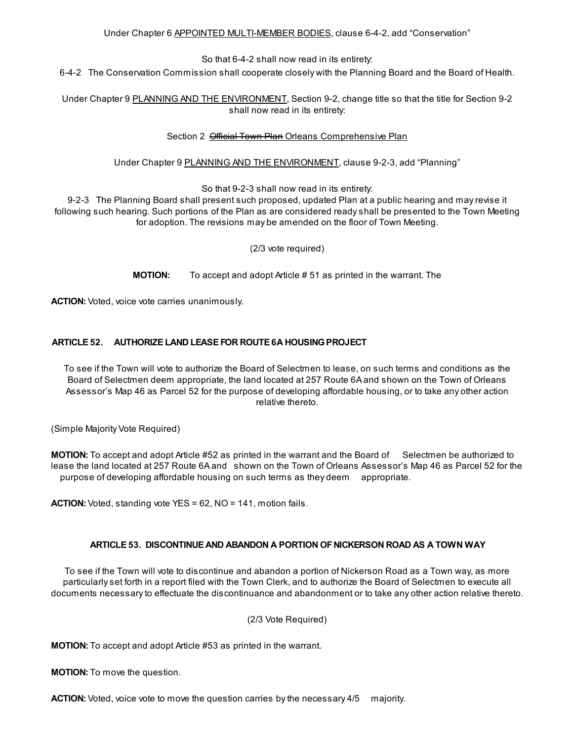Under Chapter 6 <u>APPOINTED MULTI-MEMBER BODIES</u>, clause 6-4-2, add "Conservation"

So that 6-4-2 shall now read in its entirety:

6-4-2 The Conservation Commission shall cooperate closely with the Planning Board and the Board of Health.

Under Chapter 9 <u>PLANNING AND THE ENVIRONMENT</u>, Section 9-2, change title so that the title for Section 9-2 shall now read in its entirety:

Section 2 ~~Official Town Plan~~ <u>Orleans Comprehensive Plan</u>

Under Chapter 9 <u>PLANNING AND THE ENVIRONMENT</u>, clause 9-2-3, add "Planning"

So that 9-2-3 shall now read in its entirety:

9-2-3 The Planning Board shall present such proposed, updated Plan at a public hearing and may revise it following such hearing. Such portions of the Plan as are considered ready shall be presented to the Town Meeting for adoption. The revisions may be amended on the floor of Town Meeting.

(2/3 vote required)

**MOTION:** To accept and adopt Article # 51 as printed in the warrant. The

**ACTION:** Voted, voice vote carries unanimously.

### ARTICLE 52. AUTHORIZE LAND LEASE FOR ROUTE 6A HOUSING PROJECT

To see if the Town will vote to authorize the Board of Selectmen to lease, on such terms and conditions as the Board of Selectmen deem appropriate, the land located at 257 Route 6A and shown on the Town of Orleans Assessor's Map 46 as Parcel 52 for the purpose of developing affordable housing, or to take any other action relative thereto.

(Simple Majority Vote Required)

**MOTION:** To accept and adopt Article #52 as printed in the warrant and the Board of Selectmen be authorized to lease the land located at 257 Route 6A and shown on the Town of Orleans Assessor's Map 46 as Parcel 52 for the purpose of developing affordable housing on such terms as they deem appropriate.

**ACTION:** Voted, standing vote YES = 62, NO = 141, motion fails.

### ARTICLE 53. DISCONTINUE AND ABANDON A PORTION OF NICKERSON ROAD AS A TOWN WAY

To see if the Town will vote to discontinue and abandon a portion of Nickerson Road as a Town way, as more particularly set forth in a report filed with the Town Clerk, and to authorize the Board of Selectmen to execute all documents necessary to effectuate the discontinuance and abandonment or to take any other action relative thereto.

(2/3 Vote Required)

**MOTION:** To accept and adopt Article #53 as printed in the warrant.

**MOTION:** To move the question.

**ACTION:** Voted, voice vote to move the question carries by the necessary 4/5 majority.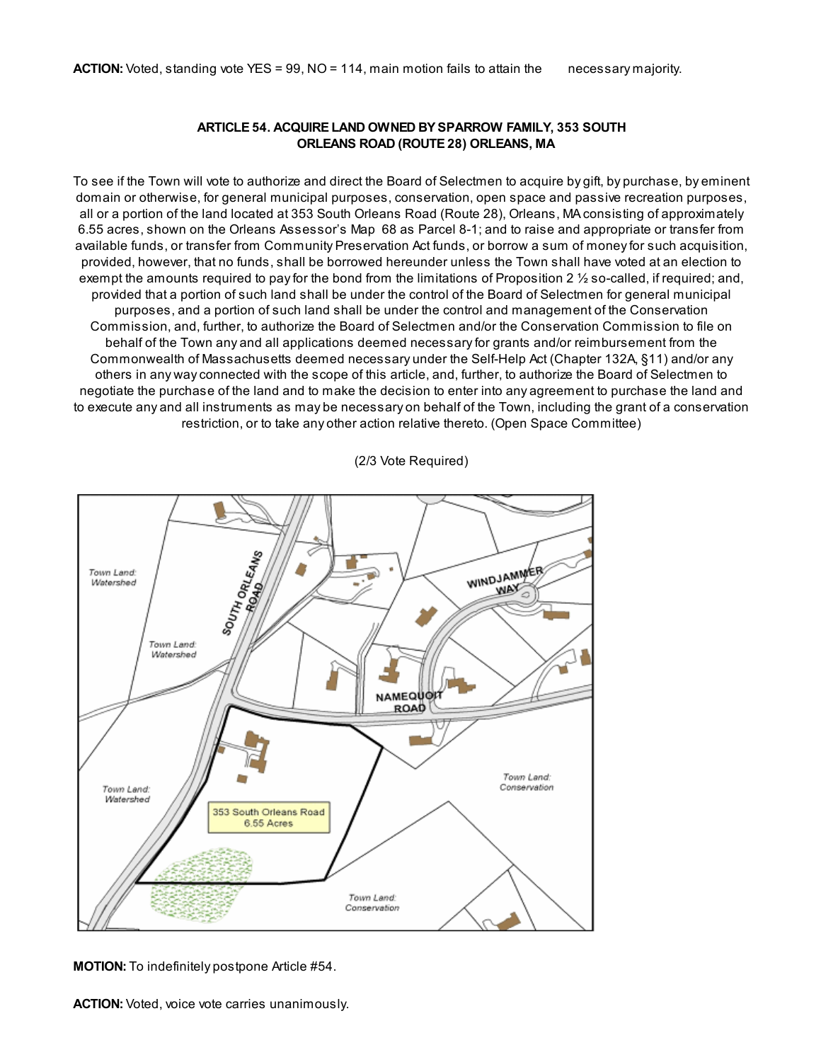**ACTION:** Voted, standing vote YES = 99, NO = 114, main motion fails to attain the necessary majority.

### ARTICLE 54. ACQUIRE LAND OWNED BY SPARROW FAMILY, 353 SOUTH ORLEANS ROAD (ROUTE 28) ORLEANS, MA

To see if the Town will vote to authorize and direct the Board of Selectmen to acquire by gift, by purchase, by eminent domain or otherwise, for general municipal purposes, conservation, open space and passive recreation purposes, all or a portion of the land located at 353 South Orleans Road (Route 28), Orleans, MA consisting of approximately 6.55 acres, shown on the Orleans Assessor's Map 68 as Parcel 8-1; and to raise and appropriate or transfer from available funds, or transfer from Community Preservation Act funds, or borrow a sum of money for such acquisition, provided, however, that no funds, shall be borrowed hereunder unless the Town shall have voted at an election to exempt the amounts required to pay for the bond from the limitations of Proposition 2 ½ so-called, if required; and, provided that a portion of such land shall be under the control of the Board of Selectmen for general municipal purposes, and a portion of such land shall be under the control and management of the Conservation Commission, and, further, to authorize the Board of Selectmen and/or the Conservation Commission to file on behalf of the Town any and all applications deemed necessary for grants and/or reimbursement from the Commonwealth of Massachusetts deemed necessary under the Self-Help Act (Chapter 132A, §11) and/or any others in any way connected with the scope of this article, and, further, to authorize the Board of Selectmen to negotiate the purchase of the land and to make the decision to enter into any agreement to purchase the land and to execute any and all instruments as may be necessary on behalf of the Town, including the grant of a conservation restriction, or to take any other action relative thereto. (Open Space Committee)

(2/3 Vote Required)

**MOTION:** To indefinitely postpone Article #54.

**ACTION:** Voted, voice vote carries unanimously.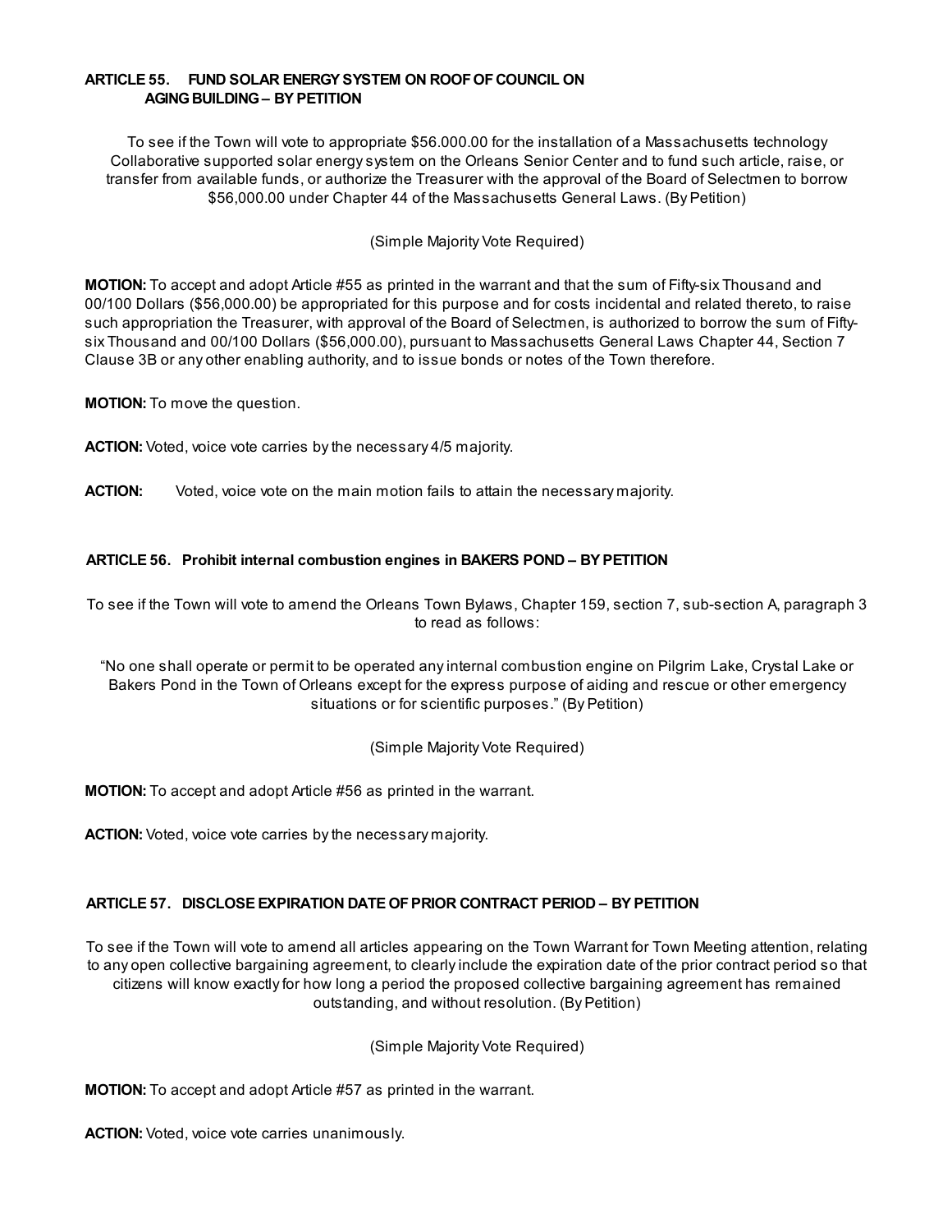### ARTICLE 55. FUND SOLAR ENERGY SYSTEM ON ROOF OF COUNCIL ON AGING BUILDING – BY PETITION

To see if the Town will vote to appropriate $56.000.00 for the installation of a Massachusetts technology Collaborative supported solar energy system on the Orleans Senior Center and to fund such article, raise, or transfer from available funds, or authorize the Treasurer with the approval of the Board of Selectmen to borrow $56,000.00 under Chapter 44 of the Massachusetts General Laws. (By Petition)

(Simple Majority Vote Required)

**MOTION:** To accept and adopt Article #55 as printed in the warrant and that the sum of Fifty-six Thousand and 00/100 Dollars ($56,000.00) be appropriated for this purpose and for costs incidental and related thereto, to raise such appropriation the Treasurer, with approval of the Board of Selectmen, is authorized to borrow the sum of Fifty-six Thousand and 00/100 Dollars ($56,000.00), pursuant to Massachusetts General Laws Chapter 44, Section 7 Clause 3B or any other enabling authority, and to issue bonds or notes of the Town therefore.

**MOTION:** To move the question.

**ACTION:** Voted, voice vote carries by the necessary 4/5 majority.

**ACTION:** Voted, voice vote on the main motion fails to attain the necessary majority.

### ARTICLE 56. Prohibit internal combustion engines in BAKERS POND – BY PETITION

To see if the Town will vote to amend the Orleans Town Bylaws, Chapter 159, section 7, sub-section A, paragraph 3 to read as follows:

"No one shall operate or permit to be operated any internal combustion engine on Pilgrim Lake, Crystal Lake or Bakers Pond in the Town of Orleans except for the express purpose of aiding and rescue or other emergency situations or for scientific purposes." (By Petition)

(Simple Majority Vote Required)

**MOTION:** To accept and adopt Article #56 as printed in the warrant.

**ACTION:** Voted, voice vote carries by the necessary majority.

### ARTICLE 57. DISCLOSE EXPIRATION DATE OF PRIOR CONTRACT PERIOD – BY PETITION

To see if the Town will vote to amend all articles appearing on the Town Warrant for Town Meeting attention, relating to any open collective bargaining agreement, to clearly include the expiration date of the prior contract period so that citizens will know exactly for how long a period the proposed collective bargaining agreement has remained outstanding, and without resolution. (By Petition)

(Simple Majority Vote Required)

**MOTION:** To accept and adopt Article #57 as printed in the warrant.

**ACTION:** Voted, voice vote carries unanimously.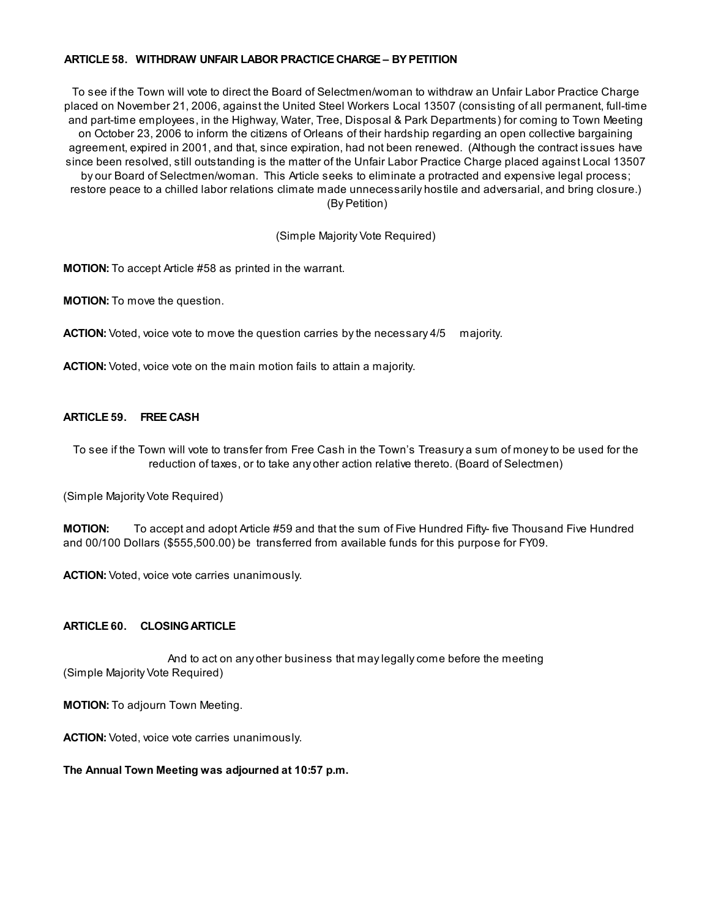**ARTICLE 58. WITHDRAW UNFAIR LABOR PRACTICE CHARGE – BY PETITION**

To see if the Town will vote to direct the Board of Selectmen/woman to withdraw an Unfair Labor Practice Charge placed on November 21, 2006, against the United Steel Workers Local 13507 (consisting of all permanent, full-time and part-time employees, in the Highway, Water, Tree, Disposal & Park Departments) for coming to Town Meeting on October 23, 2006 to inform the citizens of Orleans of their hardship regarding an open collective bargaining agreement, expired in 2001, and that, since expiration, had not been renewed. (Although the contract issues have since been resolved, still outstanding is the matter of the Unfair Labor Practice Charge placed against Local 13507 by our Board of Selectmen/woman. This Article seeks to eliminate a protracted and expensive legal process; restore peace to a chilled labor relations climate made unnecessarily hostile and adversarial, and bring closure.) (By Petition)

(Simple Majority Vote Required)

**MOTION:** To accept Article #58 as printed in the warrant.

**MOTION:** To move the question.

**ACTION:** Voted, voice vote to move the question carries by the necessary 4/5 majority.

**ACTION:** Voted, voice vote on the main motion fails to attain a majority.

**ARTICLE 59. FREE CASH**

To see if the Town will vote to transfer from Free Cash in the Town's Treasury a sum of money to be used for the reduction of taxes, or to take any other action relative thereto. (Board of Selectmen)

(Simple Majority Vote Required)

**MOTION:** To accept and adopt Article #59 and that the sum of Five Hundred Fifty- five Thousand Five Hundred and 00/100 Dollars ($555,500.00) be transferred from available funds for this purpose for FY09.

**ACTION:** Voted, voice vote carries unanimously.

**ARTICLE 60. CLOSING ARTICLE**

And to act on any other business that may legally come before the meeting
(Simple Majority Vote Required)

**MOTION:** To adjourn Town Meeting.

**ACTION:** Voted, voice vote carries unanimously.

**The Annual Town Meeting was adjourned at 10:57 p.m.**